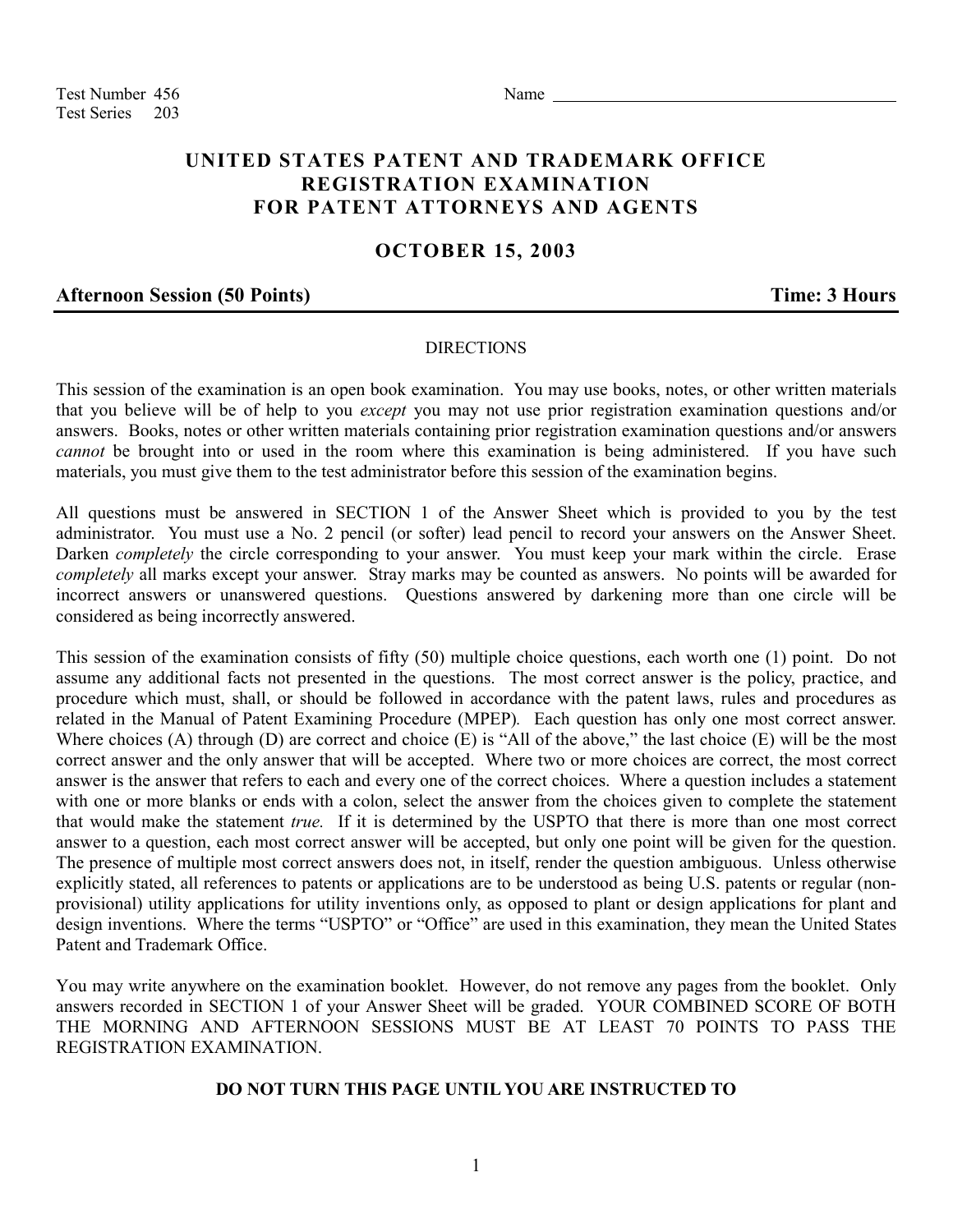Test Number 456
Test Series 203

Name ________________________________________

# UNITED STATES PATENT AND TRADEMARK OFFICE
# REGISTRATION EXAMINATION
# FOR PATENT ATTORNEYS AND AGENTS

## OCTOBER 15, 2003

**Afternoon Session (50 Points)** **Time: 3 Hours**

---

DIRECTIONS

This session of the examination is an open book examination. You may use books, notes, or other written materials that you believe will be of help to you *except* you may not use prior registration examination questions and/or answers. Books, notes or other written materials containing prior registration examination questions and/or answers *cannot* be brought into or used in the room where this examination is being administered. If you have such materials, you must give them to the test administrator before this session of the examination begins.

All questions must be answered in SECTION 1 of the Answer Sheet which is provided to you by the test administrator. You must use a No. 2 pencil (or softer) lead pencil to record your answers on the Answer Sheet. Darken *completely* the circle corresponding to your answer. You must keep your mark within the circle. Erase *completely* all marks except your answer. Stray marks may be counted as answers. No points will be awarded for incorrect answers or unanswered questions. Questions answered by darkening more than one circle will be considered as being incorrectly answered.

This session of the examination consists of fifty (50) multiple choice questions, each worth one (1) point. Do not assume any additional facts not presented in the questions. The most correct answer is the policy, practice, and procedure which must, shall, or should be followed in accordance with the patent laws, rules and procedures as related in the Manual of Patent Examining Procedure (MPEP). Each question has only one most correct answer. Where choices (A) through (D) are correct and choice (E) is "All of the above," the last choice (E) will be the most correct answer and the only answer that will be accepted. Where two or more choices are correct, the most correct answer is the answer that refers to each and every one of the correct choices. Where a question includes a statement with one or more blanks or ends with a colon, select the answer from the choices given to complete the statement that would make the statement *true.* If it is determined by the USPTO that there is more than one most correct answer to a question, each most correct answer will be accepted, but only one point will be given for the question. The presence of multiple most correct answers does not, in itself, render the question ambiguous. Unless otherwise explicitly stated, all references to patents or applications are to be understood as being U.S. patents or regular (non-provisional) utility applications for utility inventions only, as opposed to plant or design applications for plant and design inventions. Where the terms "USPTO" or "Office" are used in this examination, they mean the United States Patent and Trademark Office.

You may write anywhere on the examination booklet. However, do not remove any pages from the booklet. Only answers recorded in SECTION 1 of your Answer Sheet will be graded. YOUR COMBINED SCORE OF BOTH THE MORNING AND AFTERNOON SESSIONS MUST BE AT LEAST 70 POINTS TO PASS THE REGISTRATION EXAMINATION.

**DO NOT TURN THIS PAGE UNTIL YOU ARE INSTRUCTED TO**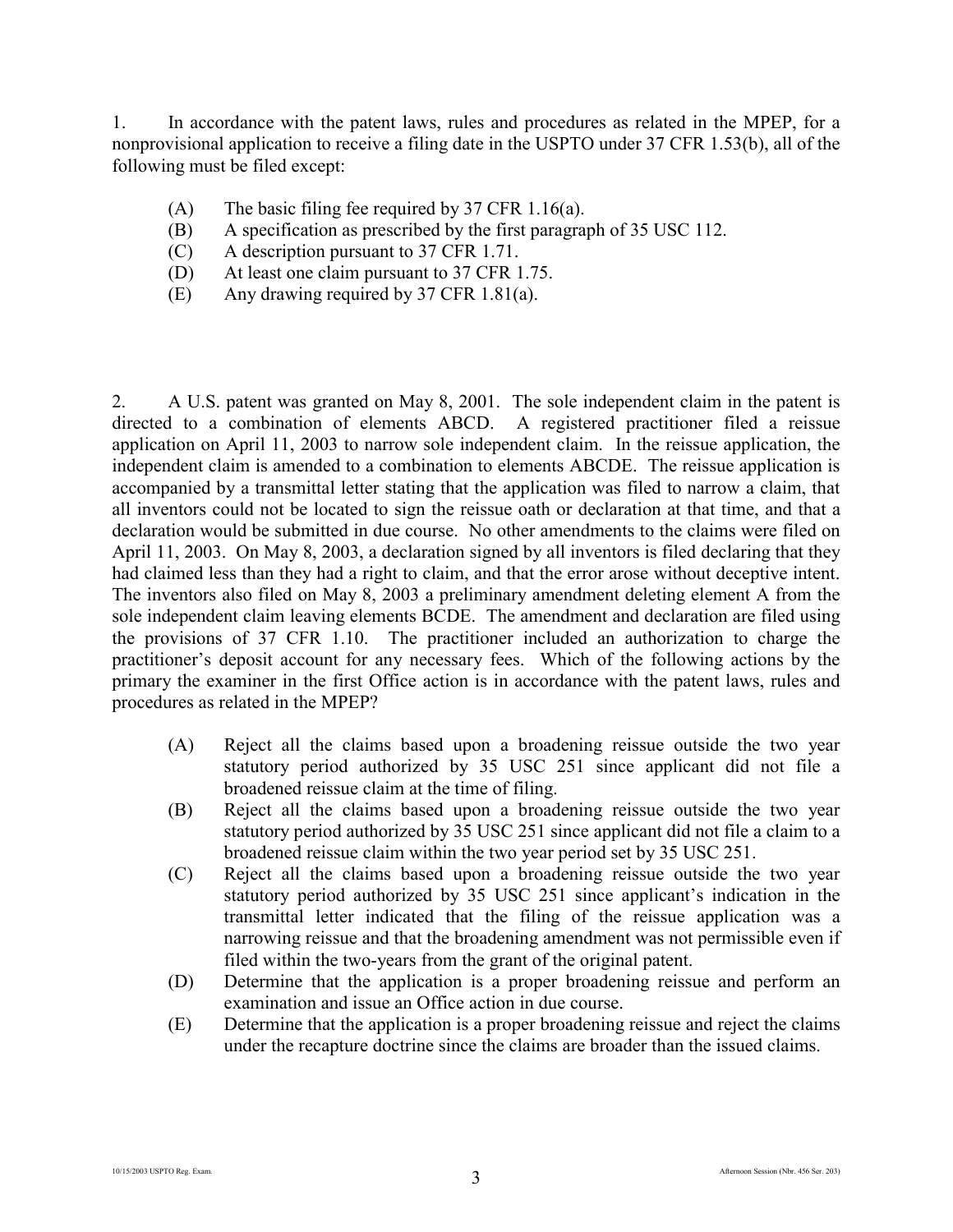1. In accordance with the patent laws, rules and procedures as related in the MPEP, for a nonprovisional application to receive a filing date in the USPTO under 37 CFR 1.53(b), all of the following must be filed except:

- (A) The basic filing fee required by 37 CFR 1.16(a).
- (B) A specification as prescribed by the first paragraph of 35 USC 112.
- (C) A description pursuant to 37 CFR 1.71.
- (D) At least one claim pursuant to 37 CFR 1.75.
- (E) Any drawing required by 37 CFR 1.81(a).

2. A U.S. patent was granted on May 8, 2001. The sole independent claim in the patent is directed to a combination of elements ABCD. A registered practitioner filed a reissue application on April 11, 2003 to narrow sole independent claim. In the reissue application, the independent claim is amended to a combination to elements ABCDE. The reissue application is accompanied by a transmittal letter stating that the application was filed to narrow a claim, that all inventors could not be located to sign the reissue oath or declaration at that time, and that a declaration would be submitted in due course. No other amendments to the claims were filed on April 11, 2003. On May 8, 2003, a declaration signed by all inventors is filed declaring that they had claimed less than they had a right to claim, and that the error arose without deceptive intent. The inventors also filed on May 8, 2003 a preliminary amendment deleting element A from the sole independent claim leaving elements BCDE. The amendment and declaration are filed using the provisions of 37 CFR 1.10. The practitioner included an authorization to charge the practitioner's deposit account for any necessary fees. Which of the following actions by the primary the examiner in the first Office action is in accordance with the patent laws, rules and procedures as related in the MPEP?

- (A) Reject all the claims based upon a broadening reissue outside the two year statutory period authorized by 35 USC 251 since applicant did not file a broadened reissue claim at the time of filing.
- (B) Reject all the claims based upon a broadening reissue outside the two year statutory period authorized by 35 USC 251 since applicant did not file a claim to a broadened reissue claim within the two year period set by 35 USC 251.
- (C) Reject all the claims based upon a broadening reissue outside the two year statutory period authorized by 35 USC 251 since applicant's indication in the transmittal letter indicated that the filing of the reissue application was a narrowing reissue and that the broadening amendment was not permissible even if filed within the two-years from the grant of the original patent.
- (D) Determine that the application is a proper broadening reissue and perform an examination and issue an Office action in due course.
- (E) Determine that the application is a proper broadening reissue and reject the claims under the recapture doctrine since the claims are broader than the issued claims.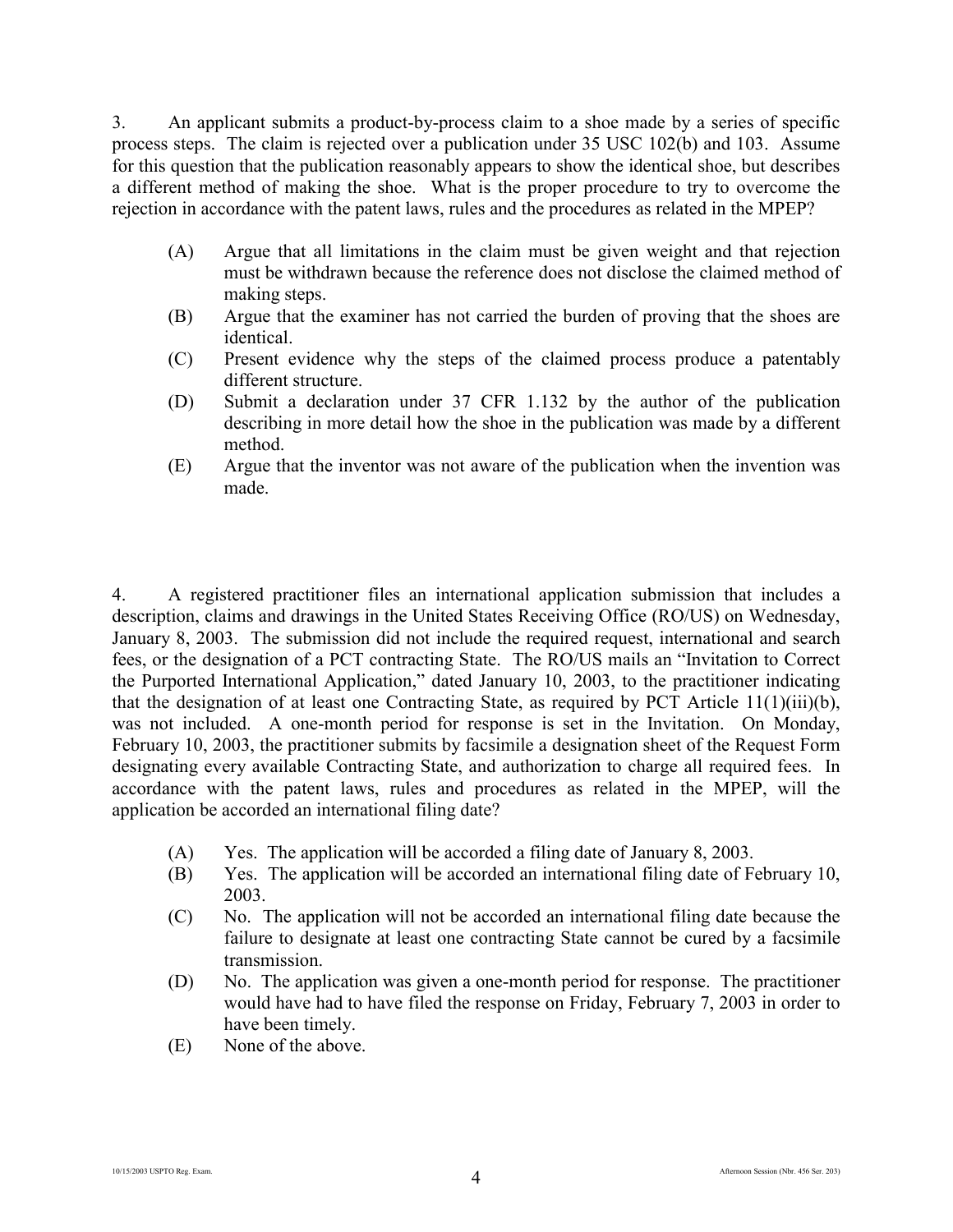3. An applicant submits a product-by-process claim to a shoe made by a series of specific process steps. The claim is rejected over a publication under 35 USC 102(b) and 103. Assume for this question that the publication reasonably appears to show the identical shoe, but describes a different method of making the shoe. What is the proper procedure to try to overcome the rejection in accordance with the patent laws, rules and the procedures as related in the MPEP?

(A) Argue that all limitations in the claim must be given weight and that rejection must be withdrawn because the reference does not disclose the claimed method of making steps.

(B) Argue that the examiner has not carried the burden of proving that the shoes are identical.

(C) Present evidence why the steps of the claimed process produce a patentably different structure.

(D) Submit a declaration under 37 CFR 1.132 by the author of the publication describing in more detail how the shoe in the publication was made by a different method.

(E) Argue that the inventor was not aware of the publication when the invention was made.

4. A registered practitioner files an international application submission that includes a description, claims and drawings in the United States Receiving Office (RO/US) on Wednesday, January 8, 2003. The submission did not include the required request, international and search fees, or the designation of a PCT contracting State. The RO/US mails an "Invitation to Correct the Purported International Application," dated January 10, 2003, to the practitioner indicating that the designation of at least one Contracting State, as required by PCT Article 11(1)(iii)(b), was not included. A one-month period for response is set in the Invitation. On Monday, February 10, 2003, the practitioner submits by facsimile a designation sheet of the Request Form designating every available Contracting State, and authorization to charge all required fees. In accordance with the patent laws, rules and procedures as related in the MPEP, will the application be accorded an international filing date?

(A) Yes. The application will be accorded a filing date of January 8, 2003.

(B) Yes. The application will be accorded an international filing date of February 10, 2003.

(C) No. The application will not be accorded an international filing date because the failure to designate at least one contracting State cannot be cured by a facsimile transmission.

(D) No. The application was given a one-month period for response. The practitioner would have had to have filed the response on Friday, February 7, 2003 in order to have been timely.

(E) None of the above.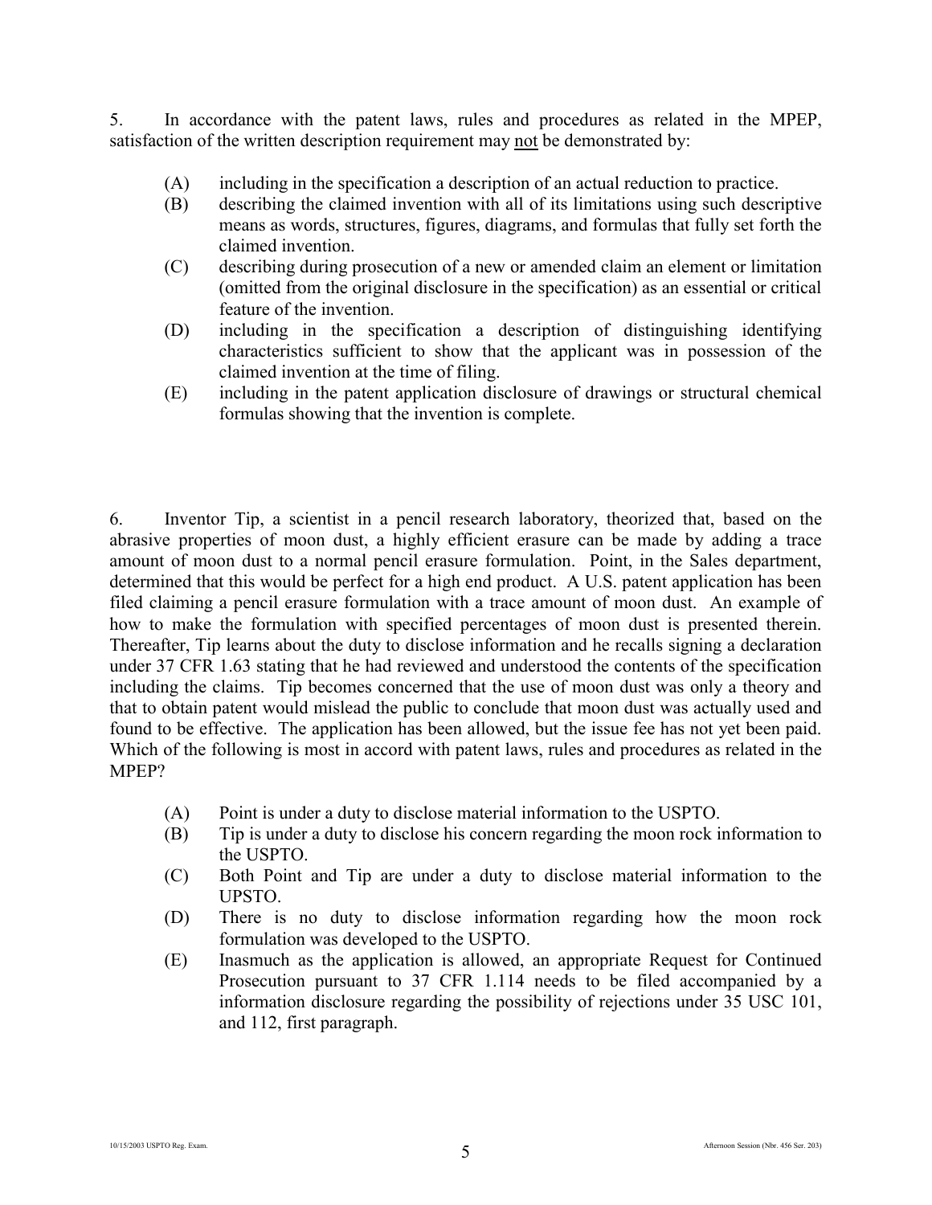5. In accordance with the patent laws, rules and procedures as related in the MPEP, satisfaction of the written description requirement may not be demonstrated by:

(A) including in the specification a description of an actual reduction to practice.

(B) describing the claimed invention with all of its limitations using such descriptive means as words, structures, figures, diagrams, and formulas that fully set forth the claimed invention.

(C) describing during prosecution of a new or amended claim an element or limitation (omitted from the original disclosure in the specification) as an essential or critical feature of the invention.

(D) including in the specification a description of distinguishing identifying characteristics sufficient to show that the applicant was in possession of the claimed invention at the time of filing.

(E) including in the patent application disclosure of drawings or structural chemical formulas showing that the invention is complete.

6. Inventor Tip, a scientist in a pencil research laboratory, theorized that, based on the abrasive properties of moon dust, a highly efficient erasure can be made by adding a trace amount of moon dust to a normal pencil erasure formulation. Point, in the Sales department, determined that this would be perfect for a high end product. A U.S. patent application has been filed claiming a pencil erasure formulation with a trace amount of moon dust. An example of how to make the formulation with specified percentages of moon dust is presented therein. Thereafter, Tip learns about the duty to disclose information and he recalls signing a declaration under 37 CFR 1.63 stating that he had reviewed and understood the contents of the specification including the claims. Tip becomes concerned that the use of moon dust was only a theory and that to obtain patent would mislead the public to conclude that moon dust was actually used and found to be effective. The application has been allowed, but the issue fee has not yet been paid. Which of the following is most in accord with patent laws, rules and procedures as related in the MPEP?

(A) Point is under a duty to disclose material information to the USPTO.

(B) Tip is under a duty to disclose his concern regarding the moon rock information to the USPTO.

(C) Both Point and Tip are under a duty to disclose material information to the UPSTO.

(D) There is no duty to disclose information regarding how the moon rock formulation was developed to the USPTO.

(E) Inasmuch as the application is allowed, an appropriate Request for Continued Prosecution pursuant to 37 CFR 1.114 needs to be filed accompanied by a information disclosure regarding the possibility of rejections under 35 USC 101, and 112, first paragraph.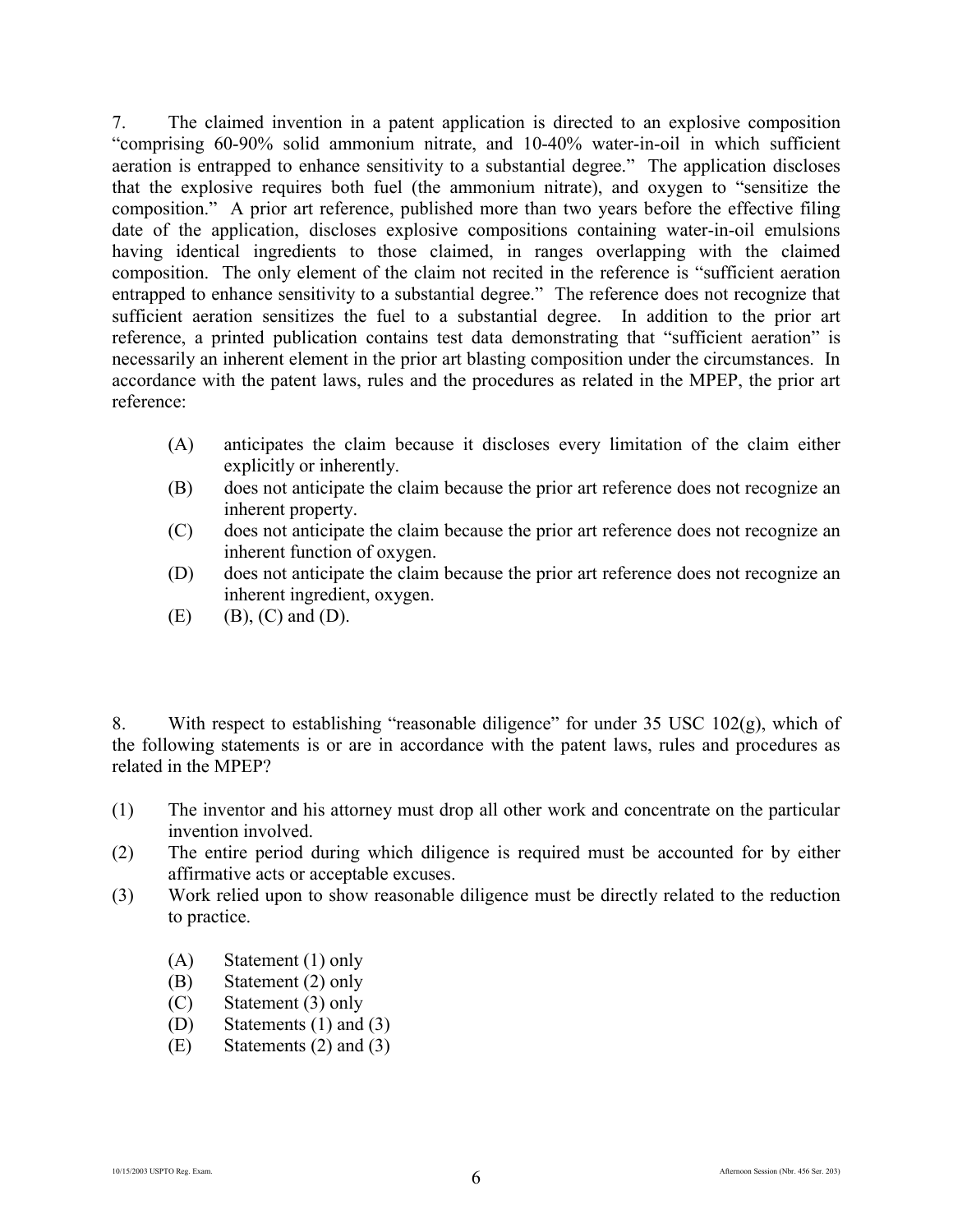7. The claimed invention in a patent application is directed to an explosive composition "comprising 60-90% solid ammonium nitrate, and 10-40% water-in-oil in which sufficient aeration is entrapped to enhance sensitivity to a substantial degree." The application discloses that the explosive requires both fuel (the ammonium nitrate), and oxygen to "sensitize the composition." A prior art reference, published more than two years before the effective filing date of the application, discloses explosive compositions containing water-in-oil emulsions having identical ingredients to those claimed, in ranges overlapping with the claimed composition. The only element of the claim not recited in the reference is "sufficient aeration entrapped to enhance sensitivity to a substantial degree." The reference does not recognize that sufficient aeration sensitizes the fuel to a substantial degree. In addition to the prior art reference, a printed publication contains test data demonstrating that "sufficient aeration" is necessarily an inherent element in the prior art blasting composition under the circumstances. In accordance with the patent laws, rules and the procedures as related in the MPEP, the prior art reference:

- (A) anticipates the claim because it discloses every limitation of the claim either explicitly or inherently.
- (B) does not anticipate the claim because the prior art reference does not recognize an inherent property.
- (C) does not anticipate the claim because the prior art reference does not recognize an inherent function of oxygen.
- (D) does not anticipate the claim because the prior art reference does not recognize an inherent ingredient, oxygen.
- (E) (B), (C) and (D).

8. With respect to establishing "reasonable diligence" for under 35 USC 102(g), which of the following statements is or are in accordance with the patent laws, rules and procedures as related in the MPEP?

(1) The inventor and his attorney must drop all other work and concentrate on the particular invention involved.

(2) The entire period during which diligence is required must be accounted for by either affirmative acts or acceptable excuses.

(3) Work relied upon to show reasonable diligence must be directly related to the reduction to practice.

- (A) Statement (1) only
- (B) Statement (2) only
- (C) Statement (3) only
- (D) Statements (1) and (3)
- (E) Statements (2) and (3)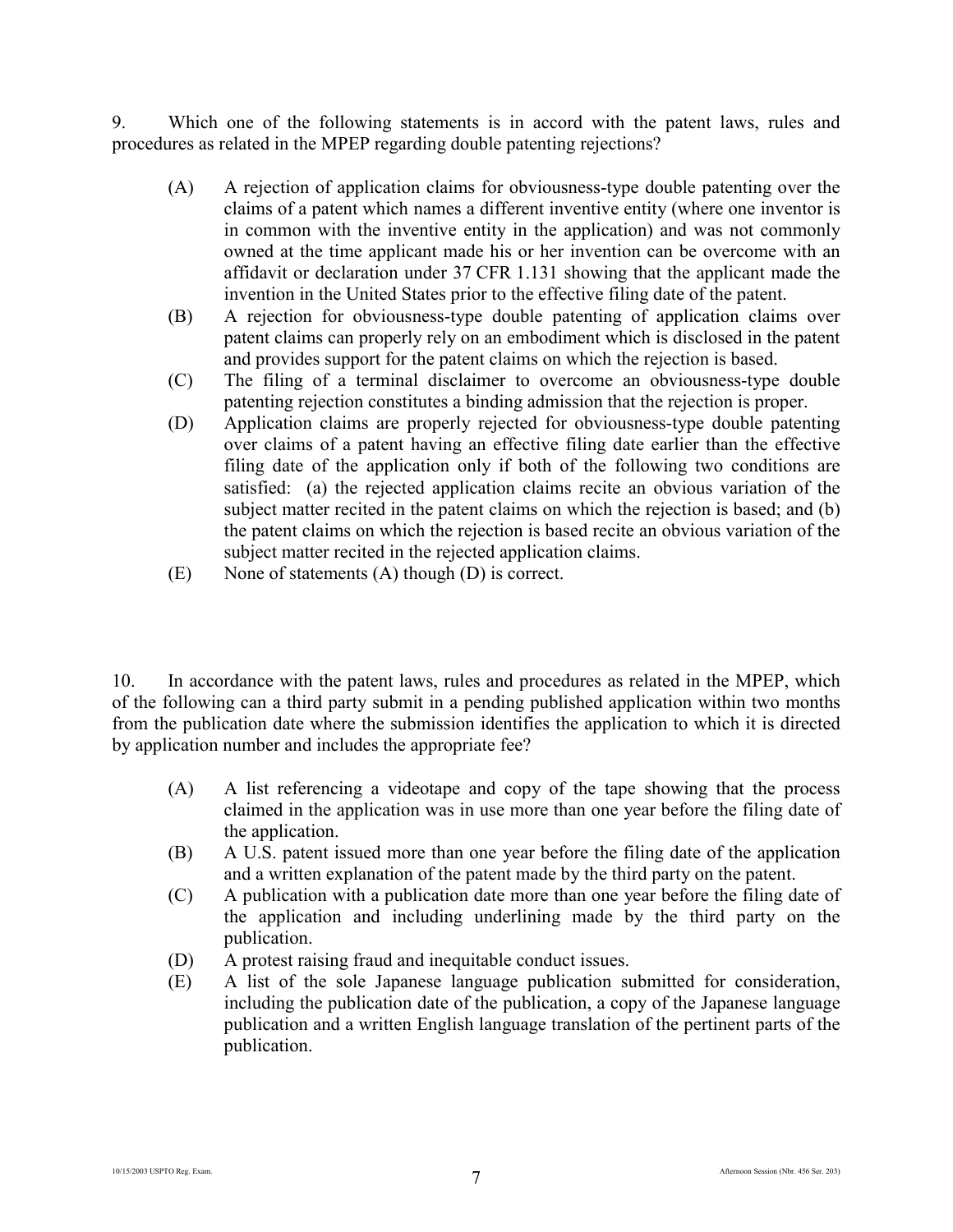9. Which one of the following statements is in accord with the patent laws, rules and procedures as related in the MPEP regarding double patenting rejections?

(A) A rejection of application claims for obviousness-type double patenting over the claims of a patent which names a different inventive entity (where one inventor is in common with the inventive entity in the application) and was not commonly owned at the time applicant made his or her invention can be overcome with an affidavit or declaration under 37 CFR 1.131 showing that the applicant made the invention in the United States prior to the effective filing date of the patent.

(B) A rejection for obviousness-type double patenting of application claims over patent claims can properly rely on an embodiment which is disclosed in the patent and provides support for the patent claims on which the rejection is based.

(C) The filing of a terminal disclaimer to overcome an obviousness-type double patenting rejection constitutes a binding admission that the rejection is proper.

(D) Application claims are properly rejected for obviousness-type double patenting over claims of a patent having an effective filing date earlier than the effective filing date of the application only if both of the following two conditions are satisfied: (a) the rejected application claims recite an obvious variation of the subject matter recited in the patent claims on which the rejection is based; and (b) the patent claims on which the rejection is based recite an obvious variation of the subject matter recited in the rejected application claims.

(E) None of statements (A) though (D) is correct.

10. In accordance with the patent laws, rules and procedures as related in the MPEP, which of the following can a third party submit in a pending published application within two months from the publication date where the submission identifies the application to which it is directed by application number and includes the appropriate fee?

(A) A list referencing a videotape and copy of the tape showing that the process claimed in the application was in use more than one year before the filing date of the application.

(B) A U.S. patent issued more than one year before the filing date of the application and a written explanation of the patent made by the third party on the patent.

(C) A publication with a publication date more than one year before the filing date of the application and including underlining made by the third party on the publication.

(D) A protest raising fraud and inequitable conduct issues.

(E) A list of the sole Japanese language publication submitted for consideration, including the publication date of the publication, a copy of the Japanese language publication and a written English language translation of the pertinent parts of the publication.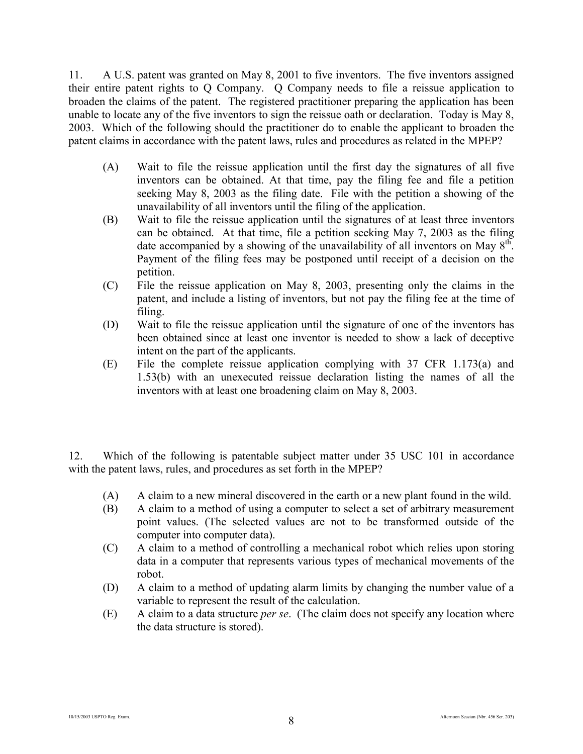11. A U.S. patent was granted on May 8, 2001 to five inventors. The five inventors assigned their entire patent rights to Q Company. Q Company needs to file a reissue application to broaden the claims of the patent. The registered practitioner preparing the application has been unable to locate any of the five inventors to sign the reissue oath or declaration. Today is May 8, 2003. Which of the following should the practitioner do to enable the applicant to broaden the patent claims in accordance with the patent laws, rules and procedures as related in the MPEP?

- (A) Wait to file the reissue application until the first day the signatures of all five inventors can be obtained. At that time, pay the filing fee and file a petition seeking May 8, 2003 as the filing date. File with the petition a showing of the unavailability of all inventors until the filing of the application.
- (B) Wait to file the reissue application until the signatures of at least three inventors can be obtained. At that time, file a petition seeking May 7, 2003 as the filing date accompanied by a showing of the unavailability of all inventors on May 8th. Payment of the filing fees may be postponed until receipt of a decision on the petition.
- (C) File the reissue application on May 8, 2003, presenting only the claims in the patent, and include a listing of inventors, but not pay the filing fee at the time of filing.
- (D) Wait to file the reissue application until the signature of one of the inventors has been obtained since at least one inventor is needed to show a lack of deceptive intent on the part of the applicants.
- (E) File the complete reissue application complying with 37 CFR 1.173(a) and 1.53(b) with an unexecuted reissue declaration listing the names of all the inventors with at least one broadening claim on May 8, 2003.

12. Which of the following is patentable subject matter under 35 USC 101 in accordance with the patent laws, rules, and procedures as set forth in the MPEP?

- (A) A claim to a new mineral discovered in the earth or a new plant found in the wild.
- (B) A claim to a method of using a computer to select a set of arbitrary measurement point values. (The selected values are not to be transformed outside of the computer into computer data).
- (C) A claim to a method of controlling a mechanical robot which relies upon storing data in a computer that represents various types of mechanical movements of the robot.
- (D) A claim to a method of updating alarm limits by changing the number value of a variable to represent the result of the calculation.
- (E) A claim to a data structure *per se*. (The claim does not specify any location where the data structure is stored).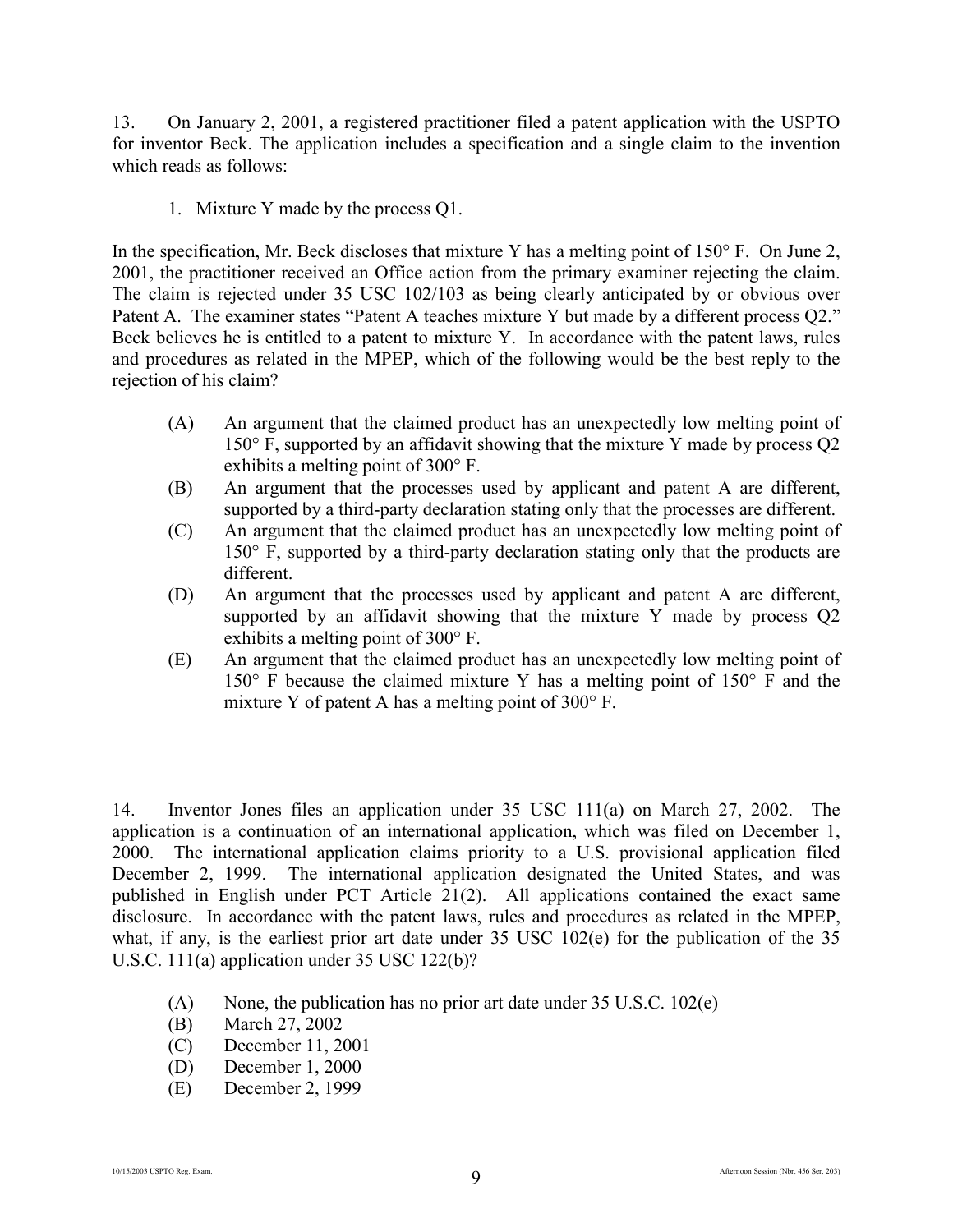13. On January 2, 2001, a registered practitioner filed a patent application with the USPTO for inventor Beck. The application includes a specification and a single claim to the invention which reads as follows:

1. Mixture Y made by the process Q1.

In the specification, Mr. Beck discloses that mixture Y has a melting point of 150° F. On June 2, 2001, the practitioner received an Office action from the primary examiner rejecting the claim. The claim is rejected under 35 USC 102/103 as being clearly anticipated by or obvious over Patent A. The examiner states "Patent A teaches mixture Y but made by a different process Q2." Beck believes he is entitled to a patent to mixture Y. In accordance with the patent laws, rules and procedures as related in the MPEP, which of the following would be the best reply to the rejection of his claim?

(A) An argument that the claimed product has an unexpectedly low melting point of 150° F, supported by an affidavit showing that the mixture Y made by process Q2 exhibits a melting point of 300° F.

(B) An argument that the processes used by applicant and patent A are different, supported by a third-party declaration stating only that the processes are different.

(C) An argument that the claimed product has an unexpectedly low melting point of 150° F, supported by a third-party declaration stating only that the products are different.

(D) An argument that the processes used by applicant and patent A are different, supported by an affidavit showing that the mixture Y made by process Q2 exhibits a melting point of 300° F.

(E) An argument that the claimed product has an unexpectedly low melting point of 150° F because the claimed mixture Y has a melting point of 150° F and the mixture Y of patent A has a melting point of 300° F.

14. Inventor Jones files an application under 35 USC 111(a) on March 27, 2002. The application is a continuation of an international application, which was filed on December 1, 2000. The international application claims priority to a U.S. provisional application filed December 2, 1999. The international application designated the United States, and was published in English under PCT Article 21(2). All applications contained the exact same disclosure. In accordance with the patent laws, rules and procedures as related in the MPEP, what, if any, is the earliest prior art date under 35 USC 102(e) for the publication of the 35 U.S.C. 111(a) application under 35 USC 122(b)?

(A) None, the publication has no prior art date under 35 U.S.C. 102(e)

(B) March 27, 2002

(C) December 11, 2001

(D) December 1, 2000

(E) December 2, 1999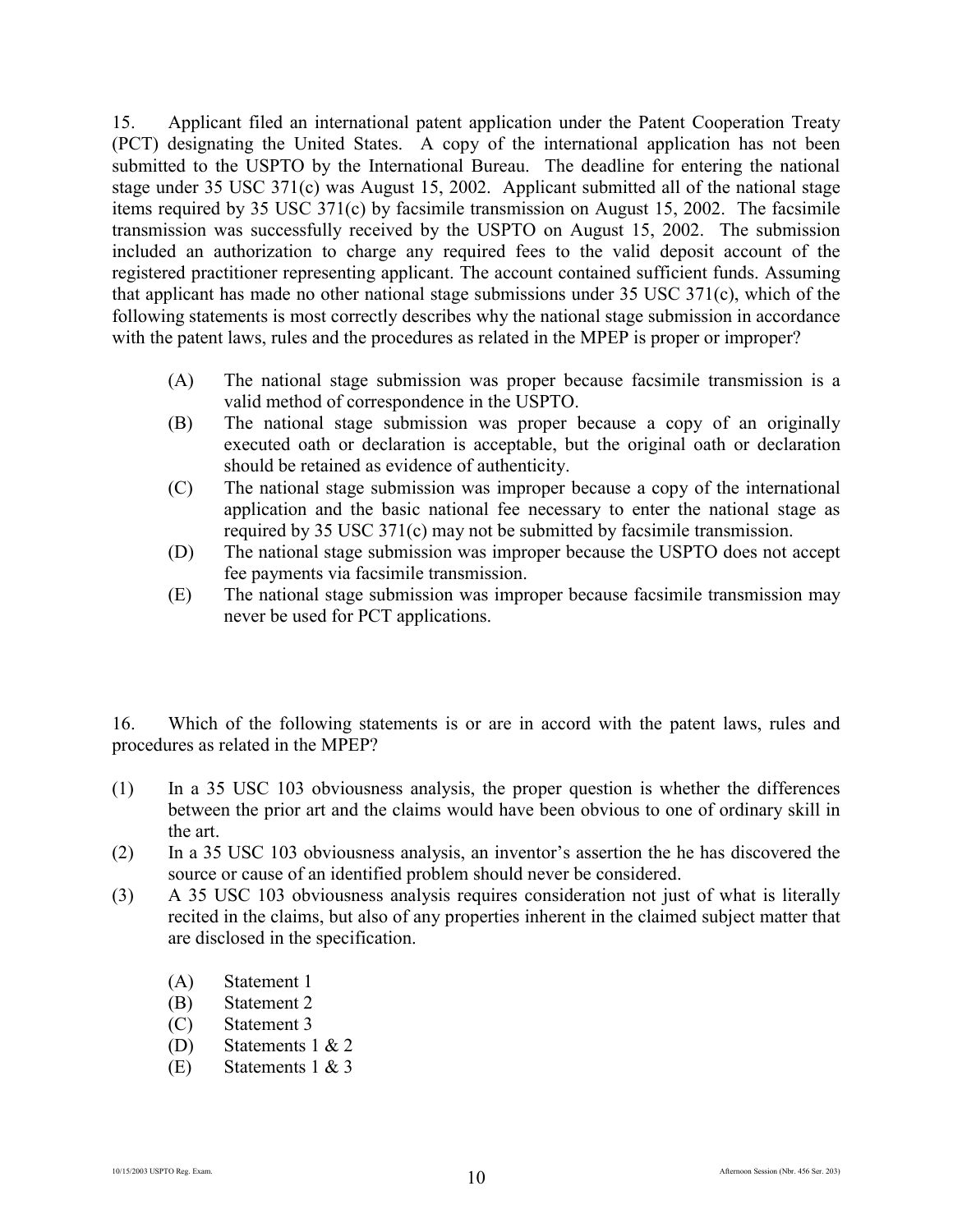15. Applicant filed an international patent application under the Patent Cooperation Treaty (PCT) designating the United States. A copy of the international application has not been submitted to the USPTO by the International Bureau. The deadline for entering the national stage under 35 USC 371(c) was August 15, 2002. Applicant submitted all of the national stage items required by 35 USC 371(c) by facsimile transmission on August 15, 2002. The facsimile transmission was successfully received by the USPTO on August 15, 2002. The submission included an authorization to charge any required fees to the valid deposit account of the registered practitioner representing applicant. The account contained sufficient funds. Assuming that applicant has made no other national stage submissions under 35 USC 371(c), which of the following statements is most correctly describes why the national stage submission in accordance with the patent laws, rules and the procedures as related in the MPEP is proper or improper?

- (A) The national stage submission was proper because facsimile transmission is a valid method of correspondence in the USPTO.
- (B) The national stage submission was proper because a copy of an originally executed oath or declaration is acceptable, but the original oath or declaration should be retained as evidence of authenticity.
- (C) The national stage submission was improper because a copy of the international application and the basic national fee necessary to enter the national stage as required by 35 USC 371(c) may not be submitted by facsimile transmission.
- (D) The national stage submission was improper because the USPTO does not accept fee payments via facsimile transmission.
- (E) The national stage submission was improper because facsimile transmission may never be used for PCT applications.

16. Which of the following statements is or are in accord with the patent laws, rules and procedures as related in the MPEP?

(1) In a 35 USC 103 obviousness analysis, the proper question is whether the differences between the prior art and the claims would have been obvious to one of ordinary skill in the art.

(2) In a 35 USC 103 obviousness analysis, an inventor's assertion the he has discovered the source or cause of an identified problem should never be considered.

(3) A 35 USC 103 obviousness analysis requires consideration not just of what is literally recited in the claims, but also of any properties inherent in the claimed subject matter that are disclosed in the specification.

- (A) Statement 1
- (B) Statement 2
- (C) Statement 3
- (D) Statements 1 & 2
- (E) Statements 1 & 3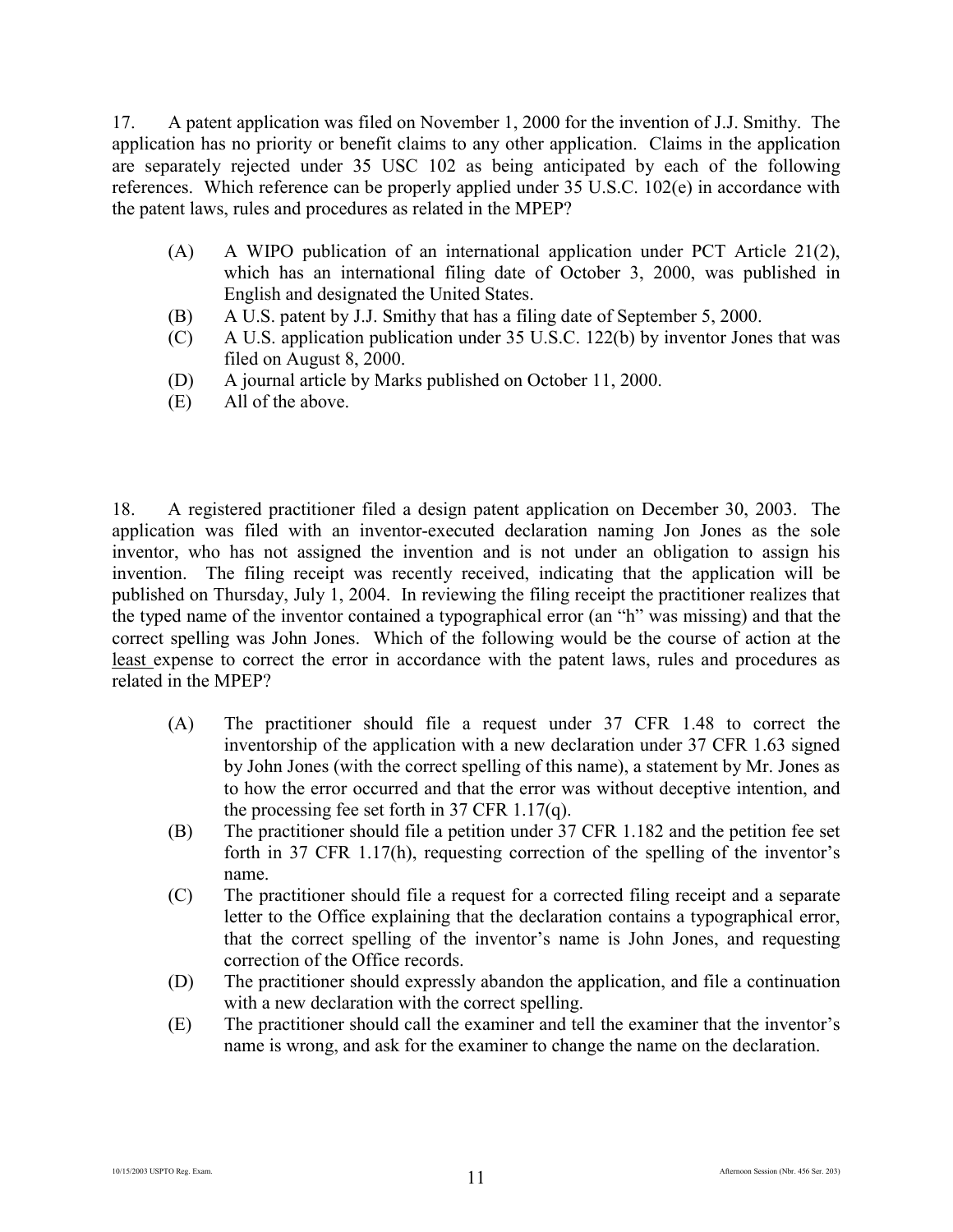17. A patent application was filed on November 1, 2000 for the invention of J.J. Smithy. The application has no priority or benefit claims to any other application. Claims in the application are separately rejected under 35 USC 102 as being anticipated by each of the following references. Which reference can be properly applied under 35 U.S.C. 102(e) in accordance with the patent laws, rules and procedures as related in the MPEP?

(A) A WIPO publication of an international application under PCT Article 21(2), which has an international filing date of October 3, 2000, was published in English and designated the United States.

(B) A U.S. patent by J.J. Smithy that has a filing date of September 5, 2000.

(C) A U.S. application publication under 35 U.S.C. 122(b) by inventor Jones that was filed on August 8, 2000.

(D) A journal article by Marks published on October 11, 2000.

(E) All of the above.

18. A registered practitioner filed a design patent application on December 30, 2003. The application was filed with an inventor-executed declaration naming Jon Jones as the sole inventor, who has not assigned the invention and is not under an obligation to assign his invention. The filing receipt was recently received, indicating that the application will be published on Thursday, July 1, 2004. In reviewing the filing receipt the practitioner realizes that the typed name of the inventor contained a typographical error (an "h" was missing) and that the correct spelling was John Jones. Which of the following would be the course of action at the least expense to correct the error in accordance with the patent laws, rules and procedures as related in the MPEP?

(A) The practitioner should file a request under 37 CFR 1.48 to correct the inventorship of the application with a new declaration under 37 CFR 1.63 signed by John Jones (with the correct spelling of this name), a statement by Mr. Jones as to how the error occurred and that the error was without deceptive intention, and the processing fee set forth in 37 CFR 1.17(q).

(B) The practitioner should file a petition under 37 CFR 1.182 and the petition fee set forth in 37 CFR 1.17(h), requesting correction of the spelling of the inventor's name.

(C) The practitioner should file a request for a corrected filing receipt and a separate letter to the Office explaining that the declaration contains a typographical error, that the correct spelling of the inventor's name is John Jones, and requesting correction of the Office records.

(D) The practitioner should expressly abandon the application, and file a continuation with a new declaration with the correct spelling.

(E) The practitioner should call the examiner and tell the examiner that the inventor's name is wrong, and ask for the examiner to change the name on the declaration.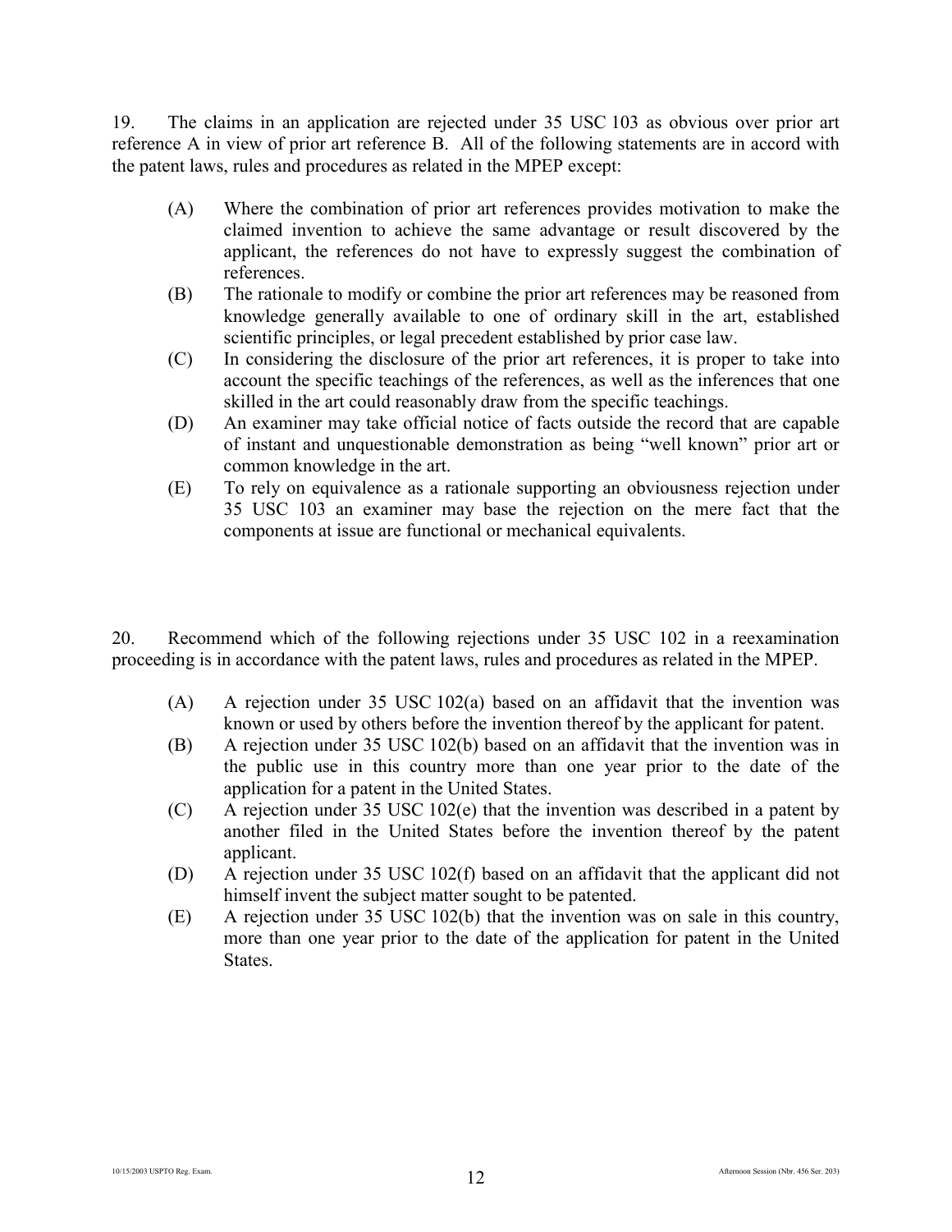19. The claims in an application are rejected under 35 USC 103 as obvious over prior art reference A in view of prior art reference B. All of the following statements are in accord with the patent laws, rules and procedures as related in the MPEP except:

(A) Where the combination of prior art references provides motivation to make the claimed invention to achieve the same advantage or result discovered by the applicant, the references do not have to expressly suggest the combination of references.

(B) The rationale to modify or combine the prior art references may be reasoned from knowledge generally available to one of ordinary skill in the art, established scientific principles, or legal precedent established by prior case law.

(C) In considering the disclosure of the prior art references, it is proper to take into account the specific teachings of the references, as well as the inferences that one skilled in the art could reasonably draw from the specific teachings.

(D) An examiner may take official notice of facts outside the record that are capable of instant and unquestionable demonstration as being "well known" prior art or common knowledge in the art.

(E) To rely on equivalence as a rationale supporting an obviousness rejection under 35 USC 103 an examiner may base the rejection on the mere fact that the components at issue are functional or mechanical equivalents.

20. Recommend which of the following rejections under 35 USC 102 in a reexamination proceeding is in accordance with the patent laws, rules and procedures as related in the MPEP.

(A) A rejection under 35 USC 102(a) based on an affidavit that the invention was known or used by others before the invention thereof by the applicant for patent.

(B) A rejection under 35 USC 102(b) based on an affidavit that the invention was in the public use in this country more than one year prior to the date of the application for a patent in the United States.

(C) A rejection under 35 USC 102(e) that the invention was described in a patent by another filed in the United States before the invention thereof by the patent applicant.

(D) A rejection under 35 USC 102(f) based on an affidavit that the applicant did not himself invent the subject matter sought to be patented.

(E) A rejection under 35 USC 102(b) that the invention was on sale in this country, more than one year prior to the date of the application for patent in the United States.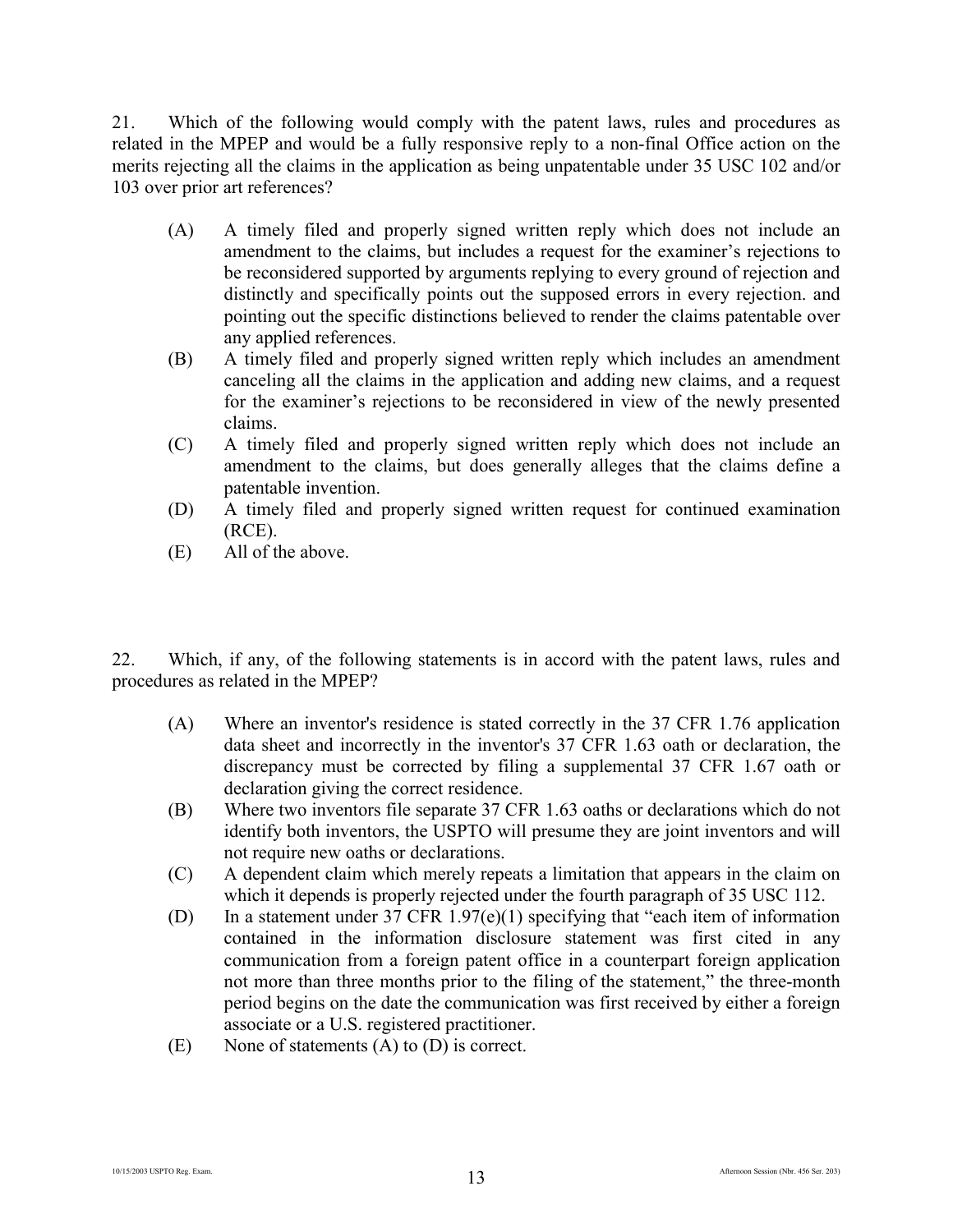21. Which of the following would comply with the patent laws, rules and procedures as related in the MPEP and would be a fully responsive reply to a non-final Office action on the merits rejecting all the claims in the application as being unpatentable under 35 USC 102 and/or 103 over prior art references?

(A) A timely filed and properly signed written reply which does not include an amendment to the claims, but includes a request for the examiner's rejections to be reconsidered supported by arguments replying to every ground of rejection and distinctly and specifically points out the supposed errors in every rejection. and pointing out the specific distinctions believed to render the claims patentable over any applied references.

(B) A timely filed and properly signed written reply which includes an amendment canceling all the claims in the application and adding new claims, and a request for the examiner's rejections to be reconsidered in view of the newly presented claims.

(C) A timely filed and properly signed written reply which does not include an amendment to the claims, but does generally alleges that the claims define a patentable invention.

(D) A timely filed and properly signed written request for continued examination (RCE).

(E) All of the above.

22. Which, if any, of the following statements is in accord with the patent laws, rules and procedures as related in the MPEP?

(A) Where an inventor's residence is stated correctly in the 37 CFR 1.76 application data sheet and incorrectly in the inventor's 37 CFR 1.63 oath or declaration, the discrepancy must be corrected by filing a supplemental 37 CFR 1.67 oath or declaration giving the correct residence.

(B) Where two inventors file separate 37 CFR 1.63 oaths or declarations which do not identify both inventors, the USPTO will presume they are joint inventors and will not require new oaths or declarations.

(C) A dependent claim which merely repeats a limitation that appears in the claim on which it depends is properly rejected under the fourth paragraph of 35 USC 112.

(D) In a statement under 37 CFR 1.97(e)(1) specifying that "each item of information contained in the information disclosure statement was first cited in any communication from a foreign patent office in a counterpart foreign application not more than three months prior to the filing of the statement," the three-month period begins on the date the communication was first received by either a foreign associate or a U.S. registered practitioner.

(E) None of statements (A) to (D) is correct.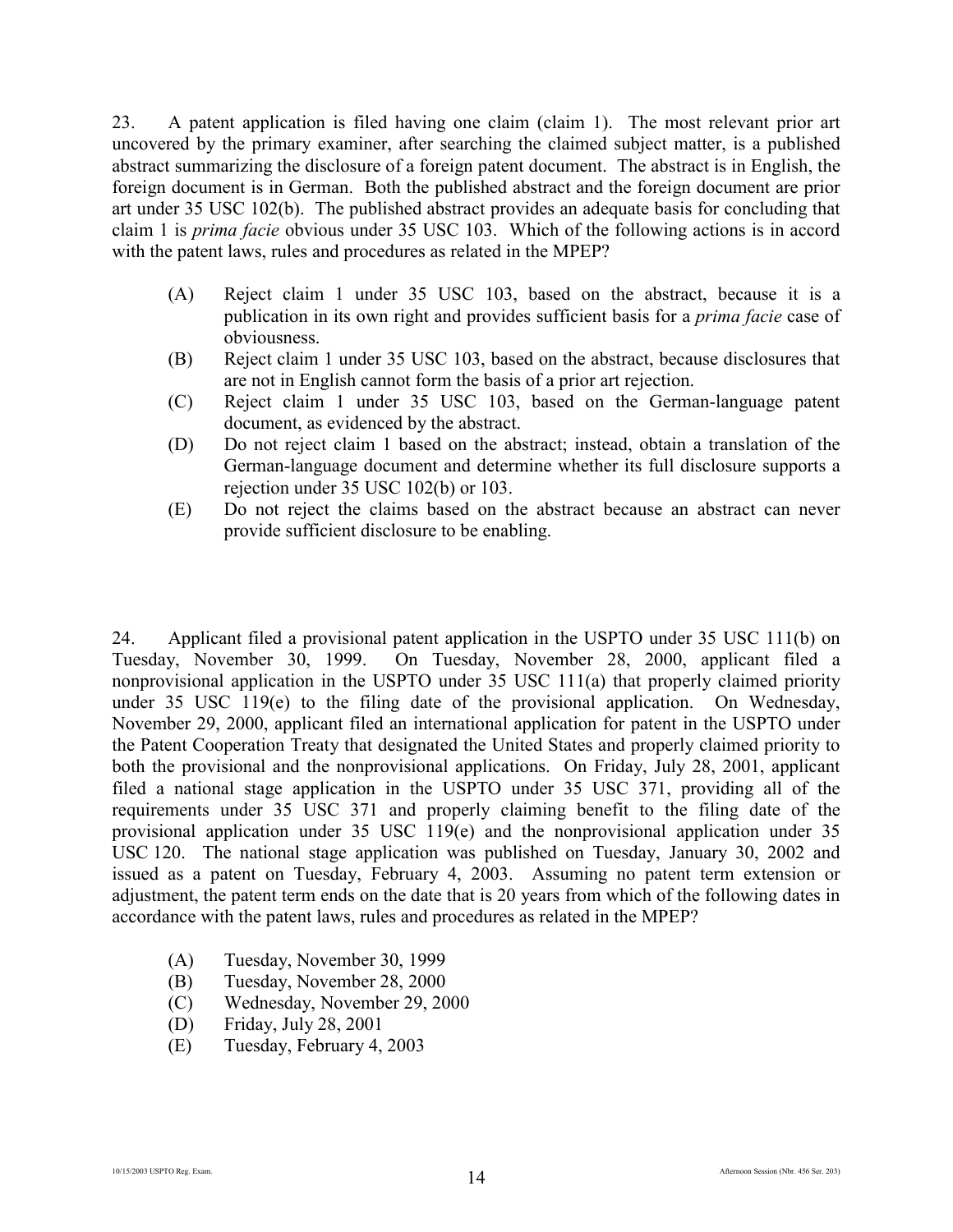23. A patent application is filed having one claim (claim 1). The most relevant prior art uncovered by the primary examiner, after searching the claimed subject matter, is a published abstract summarizing the disclosure of a foreign patent document. The abstract is in English, the foreign document is in German. Both the published abstract and the foreign document are prior art under 35 USC 102(b). The published abstract provides an adequate basis for concluding that claim 1 is *prima facie* obvious under 35 USC 103. Which of the following actions is in accord with the patent laws, rules and procedures as related in the MPEP?

(A) Reject claim 1 under 35 USC 103, based on the abstract, because it is a publication in its own right and provides sufficient basis for a *prima facie* case of obviousness.
(B) Reject claim 1 under 35 USC 103, based on the abstract, because disclosures that are not in English cannot form the basis of a prior art rejection.
(C) Reject claim 1 under 35 USC 103, based on the German-language patent document, as evidenced by the abstract.
(D) Do not reject claim 1 based on the abstract; instead, obtain a translation of the German-language document and determine whether its full disclosure supports a rejection under 35 USC 102(b) or 103.
(E) Do not reject the claims based on the abstract because an abstract can never provide sufficient disclosure to be enabling.

24. Applicant filed a provisional patent application in the USPTO under 35 USC 111(b) on Tuesday, November 30, 1999. On Tuesday, November 28, 2000, applicant filed a nonprovisional application in the USPTO under 35 USC 111(a) that properly claimed priority under 35 USC 119(e) to the filing date of the provisional application. On Wednesday, November 29, 2000, applicant filed an international application for patent in the USPTO under the Patent Cooperation Treaty that designated the United States and properly claimed priority to both the provisional and the nonprovisional applications. On Friday, July 28, 2001, applicant filed a national stage application in the USPTO under 35 USC 371, providing all of the requirements under 35 USC 371 and properly claiming benefit to the filing date of the provisional application under 35 USC 119(e) and the nonprovisional application under 35 USC 120. The national stage application was published on Tuesday, January 30, 2002 and issued as a patent on Tuesday, February 4, 2003. Assuming no patent term extension or adjustment, the patent term ends on the date that is 20 years from which of the following dates in accordance with the patent laws, rules and procedures as related in the MPEP?

(A) Tuesday, November 30, 1999
(B) Tuesday, November 28, 2000
(C) Wednesday, November 29, 2000
(D) Friday, July 28, 2001
(E) Tuesday, February 4, 2003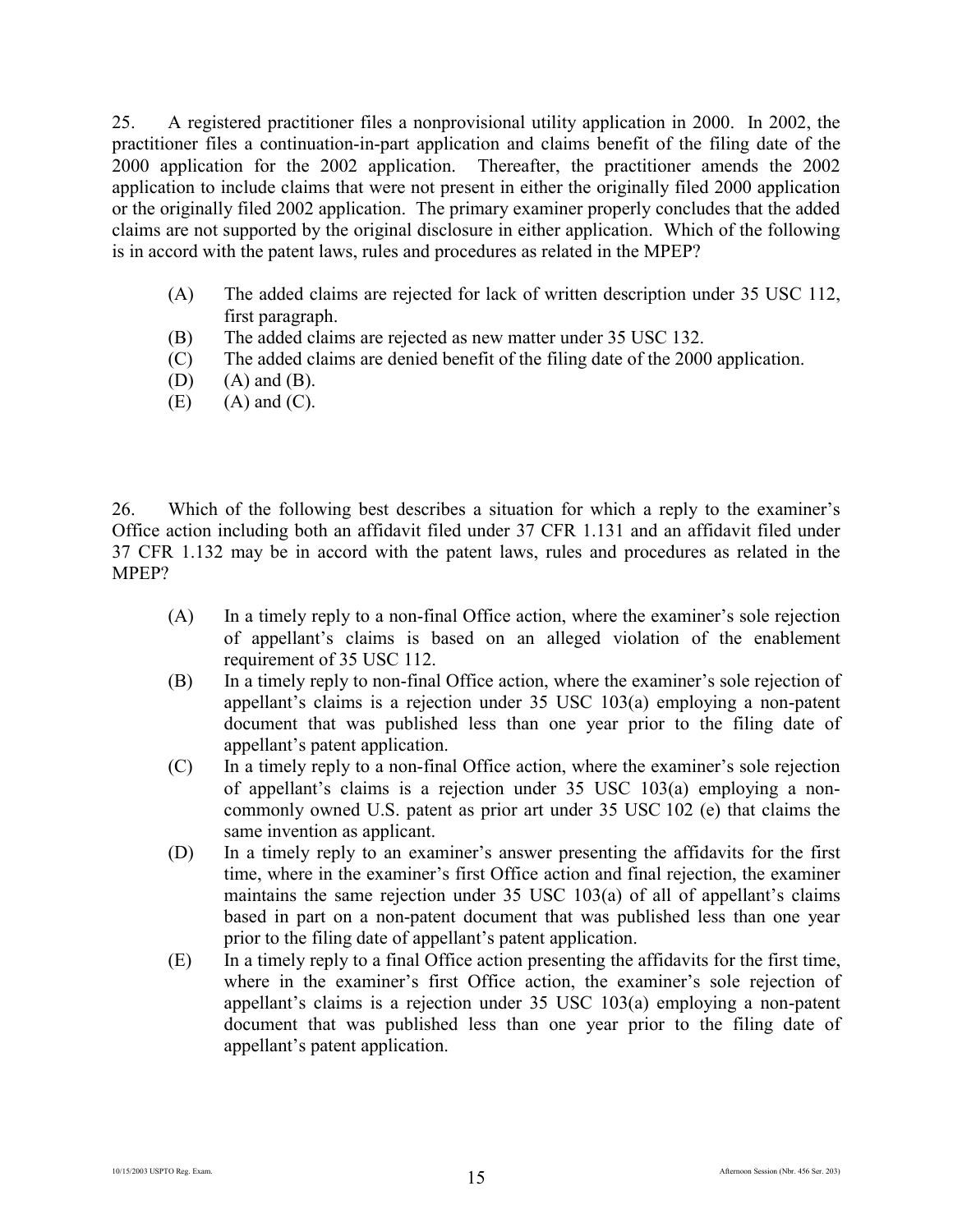25. A registered practitioner files a nonprovisional utility application in 2000. In 2002, the practitioner files a continuation-in-part application and claims benefit of the filing date of the 2000 application for the 2002 application. Thereafter, the practitioner amends the 2002 application to include claims that were not present in either the originally filed 2000 application or the originally filed 2002 application. The primary examiner properly concludes that the added claims are not supported by the original disclosure in either application. Which of the following is in accord with the patent laws, rules and procedures as related in the MPEP?

(A) The added claims are rejected for lack of written description under 35 USC 112, first paragraph.
(B) The added claims are rejected as new matter under 35 USC 132.
(C) The added claims are denied benefit of the filing date of the 2000 application.
(D) (A) and (B).
(E) (A) and (C).

26. Which of the following best describes a situation for which a reply to the examiner's Office action including both an affidavit filed under 37 CFR 1.131 and an affidavit filed under 37 CFR 1.132 may be in accord with the patent laws, rules and procedures as related in the MPEP?

(A) In a timely reply to a non-final Office action, where the examiner's sole rejection of appellant's claims is based on an alleged violation of the enablement requirement of 35 USC 112.
(B) In a timely reply to non-final Office action, where the examiner's sole rejection of appellant's claims is a rejection under 35 USC 103(a) employing a non-patent document that was published less than one year prior to the filing date of appellant's patent application.
(C) In a timely reply to a non-final Office action, where the examiner's sole rejection of appellant's claims is a rejection under 35 USC 103(a) employing a non-commonly owned U.S. patent as prior art under 35 USC 102 (e) that claims the same invention as applicant.
(D) In a timely reply to an examiner's answer presenting the affidavits for the first time, where in the examiner's first Office action and final rejection, the examiner maintains the same rejection under 35 USC 103(a) of all of appellant's claims based in part on a non-patent document that was published less than one year prior to the filing date of appellant's patent application.
(E) In a timely reply to a final Office action presenting the affidavits for the first time, where in the examiner's first Office action, the examiner's sole rejection of appellant's claims is a rejection under 35 USC 103(a) employing a non-patent document that was published less than one year prior to the filing date of appellant's patent application.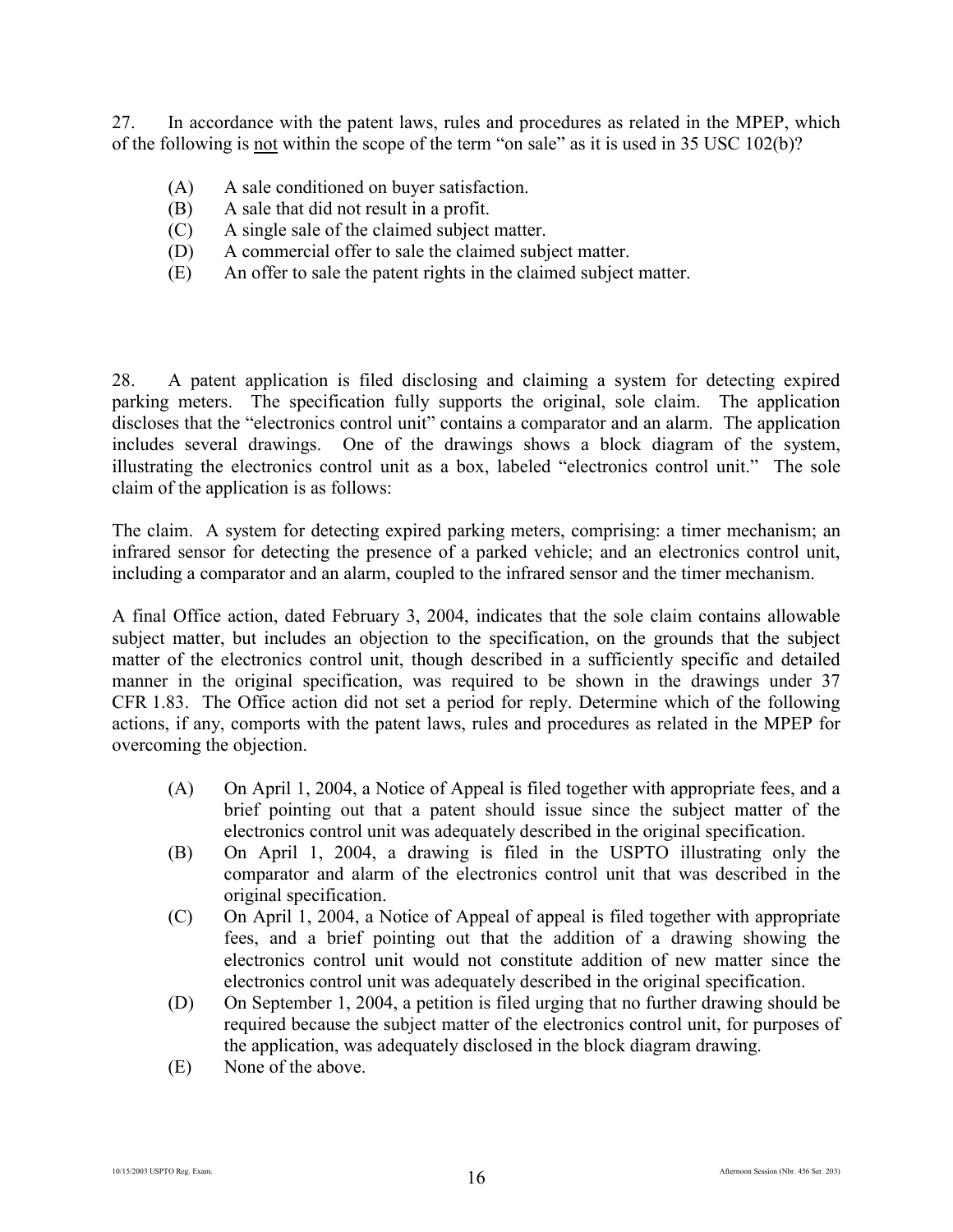27. In accordance with the patent laws, rules and procedures as related in the MPEP, which of the following is <u>not</u> within the scope of the term "on sale" as it is used in 35 USC 102(b)?

- (A) A sale conditioned on buyer satisfaction.
- (B) A sale that did not result in a profit.
- (C) A single sale of the claimed subject matter.
- (D) A commercial offer to sale the claimed subject matter.
- (E) An offer to sale the patent rights in the claimed subject matter.

28. A patent application is filed disclosing and claiming a system for detecting expired parking meters. The specification fully supports the original, sole claim. The application discloses that the "electronics control unit" contains a comparator and an alarm. The application includes several drawings. One of the drawings shows a block diagram of the system, illustrating the electronics control unit as a box, labeled "electronics control unit." The sole claim of the application is as follows:

The claim. A system for detecting expired parking meters, comprising: a timer mechanism; an infrared sensor for detecting the presence of a parked vehicle; and an electronics control unit, including a comparator and an alarm, coupled to the infrared sensor and the timer mechanism.

A final Office action, dated February 3, 2004, indicates that the sole claim contains allowable subject matter, but includes an objection to the specification, on the grounds that the subject matter of the electronics control unit, though described in a sufficiently specific and detailed manner in the original specification, was required to be shown in the drawings under 37 CFR 1.83. The Office action did not set a period for reply. Determine which of the following actions, if any, comports with the patent laws, rules and procedures as related in the MPEP for overcoming the objection.

- (A) On April 1, 2004, a Notice of Appeal is filed together with appropriate fees, and a brief pointing out that a patent should issue since the subject matter of the electronics control unit was adequately described in the original specification.
- (B) On April 1, 2004, a drawing is filed in the USPTO illustrating only the comparator and alarm of the electronics control unit that was described in the original specification.
- (C) On April 1, 2004, a Notice of Appeal of appeal is filed together with appropriate fees, and a brief pointing out that the addition of a drawing showing the electronics control unit would not constitute addition of new matter since the electronics control unit was adequately described in the original specification.
- (D) On September 1, 2004, a petition is filed urging that no further drawing should be required because the subject matter of the electronics control unit, for purposes of the application, was adequately disclosed in the block diagram drawing.
- (E) None of the above.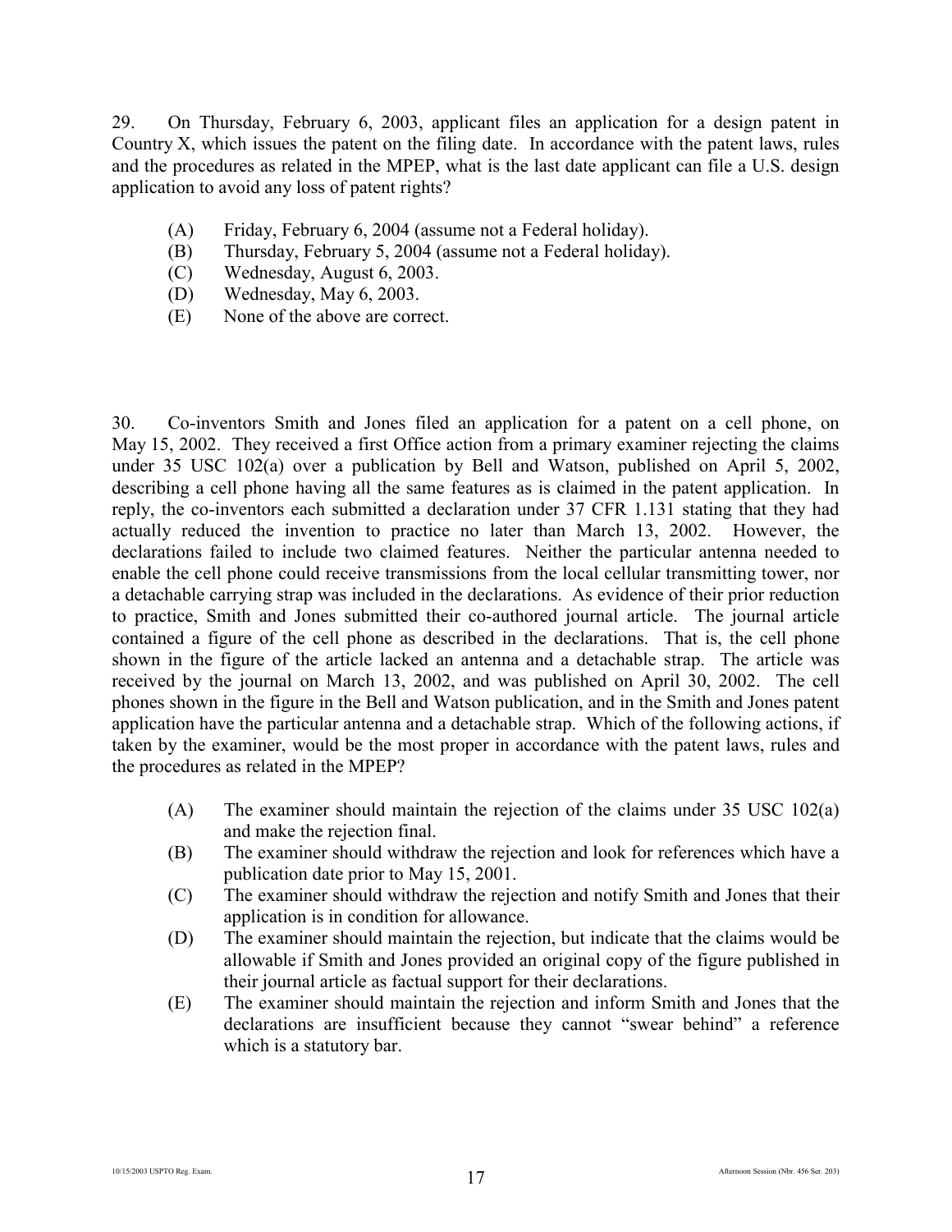29. On Thursday, February 6, 2003, applicant files an application for a design patent in Country X, which issues the patent on the filing date. In accordance with the patent laws, rules and the procedures as related in the MPEP, what is the last date applicant can file a U.S. design application to avoid any loss of patent rights?

(A) Friday, February 6, 2004 (assume not a Federal holiday).
(B) Thursday, February 5, 2004 (assume not a Federal holiday).
(C) Wednesday, August 6, 2003.
(D) Wednesday, May 6, 2003.
(E) None of the above are correct.

30. Co-inventors Smith and Jones filed an application for a patent on a cell phone, on May 15, 2002. They received a first Office action from a primary examiner rejecting the claims under 35 USC 102(a) over a publication by Bell and Watson, published on April 5, 2002, describing a cell phone having all the same features as is claimed in the patent application. In reply, the co-inventors each submitted a declaration under 37 CFR 1.131 stating that they had actually reduced the invention to practice no later than March 13, 2002. However, the declarations failed to include two claimed features. Neither the particular antenna needed to enable the cell phone could receive transmissions from the local cellular transmitting tower, nor a detachable carrying strap was included in the declarations. As evidence of their prior reduction to practice, Smith and Jones submitted their co-authored journal article. The journal article contained a figure of the cell phone as described in the declarations. That is, the cell phone shown in the figure of the article lacked an antenna and a detachable strap. The article was received by the journal on March 13, 2002, and was published on April 30, 2002. The cell phones shown in the figure in the Bell and Watson publication, and in the Smith and Jones patent application have the particular antenna and a detachable strap. Which of the following actions, if taken by the examiner, would be the most proper in accordance with the patent laws, rules and the procedures as related in the MPEP?

(A) The examiner should maintain the rejection of the claims under 35 USC 102(a) and make the rejection final.
(B) The examiner should withdraw the rejection and look for references which have a publication date prior to May 15, 2001.
(C) The examiner should withdraw the rejection and notify Smith and Jones that their application is in condition for allowance.
(D) The examiner should maintain the rejection, but indicate that the claims would be allowable if Smith and Jones provided an original copy of the figure published in their journal article as factual support for their declarations.
(E) The examiner should maintain the rejection and inform Smith and Jones that the declarations are insufficient because they cannot "swear behind" a reference which is a statutory bar.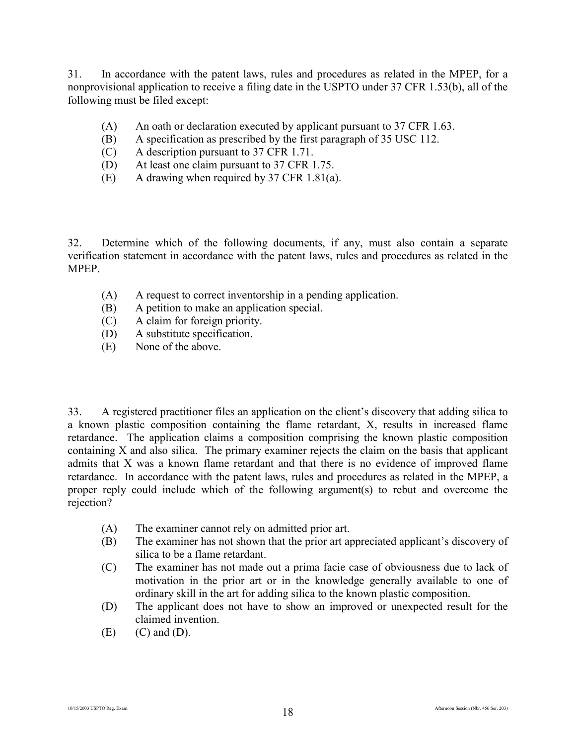31. In accordance with the patent laws, rules and procedures as related in the MPEP, for a nonprovisional application to receive a filing date in the USPTO under 37 CFR 1.53(b), all of the following must be filed except:

(A) An oath or declaration executed by applicant pursuant to 37 CFR 1.63.
(B) A specification as prescribed by the first paragraph of 35 USC 112.
(C) A description pursuant to 37 CFR 1.71.
(D) At least one claim pursuant to 37 CFR 1.75.
(E) A drawing when required by 37 CFR 1.81(a).

32. Determine which of the following documents, if any, must also contain a separate verification statement in accordance with the patent laws, rules and procedures as related in the MPEP.

(A) A request to correct inventorship in a pending application.
(B) A petition to make an application special.
(C) A claim for foreign priority.
(D) A substitute specification.
(E) None of the above.

33. A registered practitioner files an application on the client's discovery that adding silica to a known plastic composition containing the flame retardant, X, results in increased flame retardance. The application claims a composition comprising the known plastic composition containing X and also silica. The primary examiner rejects the claim on the basis that applicant admits that X was a known flame retardant and that there is no evidence of improved flame retardance. In accordance with the patent laws, rules and procedures as related in the MPEP, a proper reply could include which of the following argument(s) to rebut and overcome the rejection?

(A) The examiner cannot rely on admitted prior art.
(B) The examiner has not shown that the prior art appreciated applicant's discovery of silica to be a flame retardant.
(C) The examiner has not made out a prima facie case of obviousness due to lack of motivation in the prior art or in the knowledge generally available to one of ordinary skill in the art for adding silica to the known plastic composition.
(D) The applicant does not have to show an improved or unexpected result for the claimed invention.
(E) (C) and (D).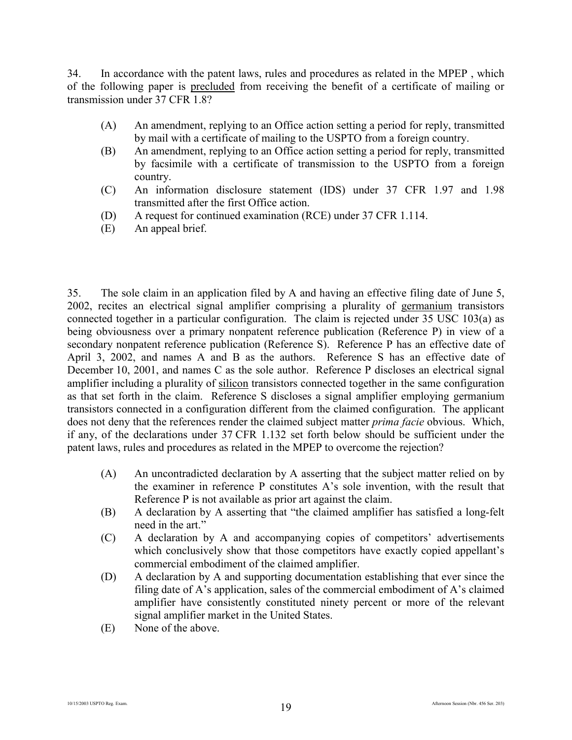34. In accordance with the patent laws, rules and procedures as related in the MPEP , which of the following paper is <u>precluded</u> from receiving the benefit of a certificate of mailing or transmission under 37 CFR 1.8?

(A) An amendment, replying to an Office action setting a period for reply, transmitted by mail with a certificate of mailing to the USPTO from a foreign country.
(B) An amendment, replying to an Office action setting a period for reply, transmitted by facsimile with a certificate of transmission to the USPTO from a foreign country.
(C) An information disclosure statement (IDS) under 37 CFR 1.97 and 1.98 transmitted after the first Office action.
(D) A request for continued examination (RCE) under 37 CFR 1.114.
(E) An appeal brief.

35. The sole claim in an application filed by A and having an effective filing date of June 5, 2002, recites an electrical signal amplifier comprising a plurality of <u>germanium</u> transistors connected together in a particular configuration. The claim is rejected under 35 USC 103(a) as being obviousness over a primary nonpatent reference publication (Reference P) in view of a secondary nonpatent reference publication (Reference S). Reference P has an effective date of April 3, 2002, and names A and B as the authors. Reference S has an effective date of December 10, 2001, and names C as the sole author. Reference P discloses an electrical signal amplifier including a plurality of <u>silicon</u> transistors connected together in the same configuration as that set forth in the claim. Reference S discloses a signal amplifier employing germanium transistors connected in a configuration different from the claimed configuration. The applicant does not deny that the references render the claimed subject matter *prima facie* obvious. Which, if any, of the declarations under 37 CFR 1.132 set forth below should be sufficient under the patent laws, rules and procedures as related in the MPEP to overcome the rejection?

(A) An uncontradicted declaration by A asserting that the subject matter relied on by the examiner in reference P constitutes A's sole invention, with the result that Reference P is not available as prior art against the claim.
(B) A declaration by A asserting that "the claimed amplifier has satisfied a long-felt need in the art."
(C) A declaration by A and accompanying copies of competitors' advertisements which conclusively show that those competitors have exactly copied appellant's commercial embodiment of the claimed amplifier.
(D) A declaration by A and supporting documentation establishing that ever since the filing date of A's application, sales of the commercial embodiment of A's claimed amplifier have consistently constituted ninety percent or more of the relevant signal amplifier market in the United States.
(E) None of the above.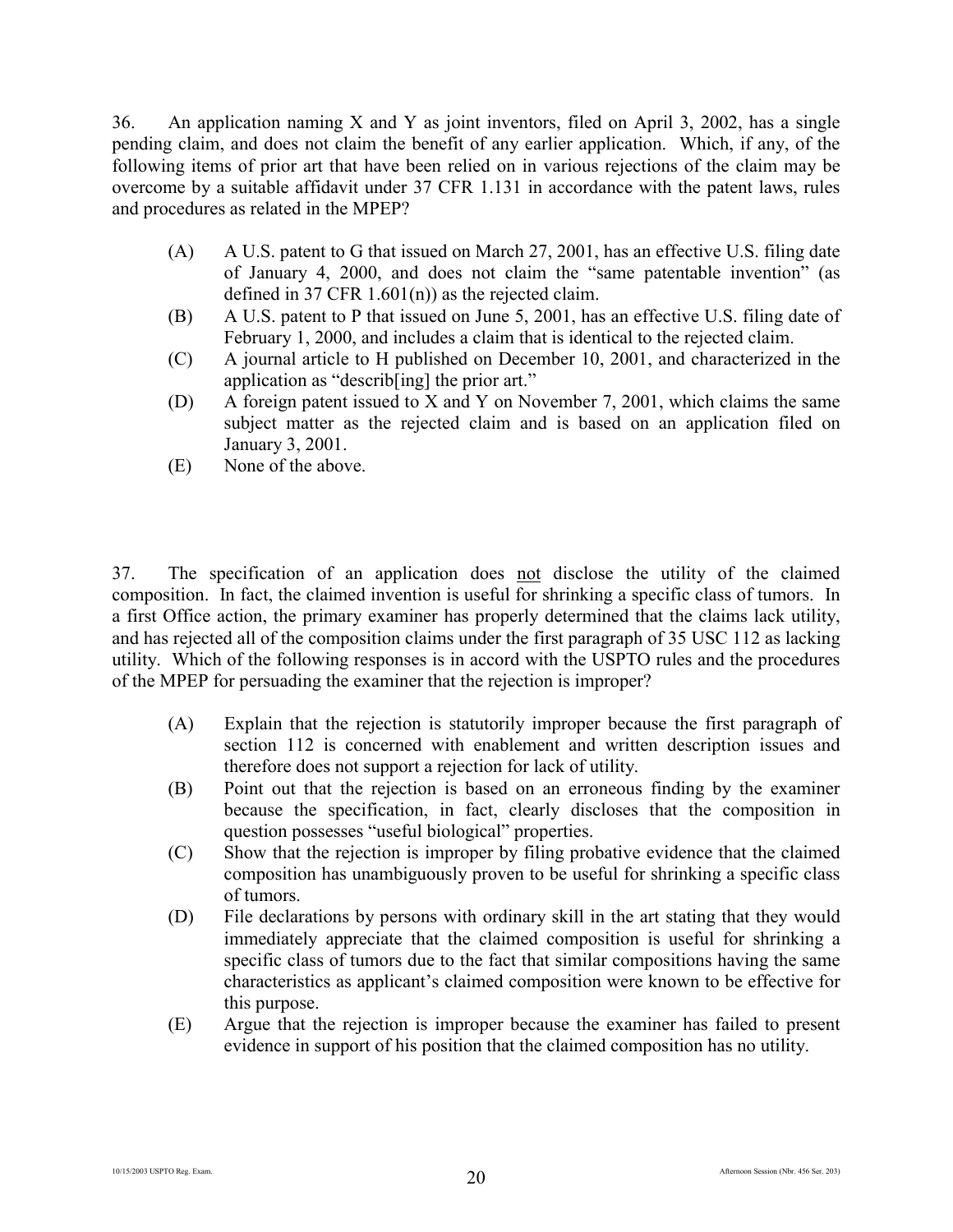36. An application naming X and Y as joint inventors, filed on April 3, 2002, has a single pending claim, and does not claim the benefit of any earlier application. Which, if any, of the following items of prior art that have been relied on in various rejections of the claim may be overcome by a suitable affidavit under 37 CFR 1.131 in accordance with the patent laws, rules and procedures as related in the MPEP?

- (A) A U.S. patent to G that issued on March 27, 2001, has an effective U.S. filing date of January 4, 2000, and does not claim the "same patentable invention" (as defined in 37 CFR 1.601(n)) as the rejected claim.
- (B) A U.S. patent to P that issued on June 5, 2001, has an effective U.S. filing date of February 1, 2000, and includes a claim that is identical to the rejected claim.
- (C) A journal article to H published on December 10, 2001, and characterized in the application as "describ[ing] the prior art."
- (D) A foreign patent issued to X and Y on November 7, 2001, which claims the same subject matter as the rejected claim and is based on an application filed on January 3, 2001.
- (E) None of the above.

37. The specification of an application does <u>not</u> disclose the utility of the claimed composition. In fact, the claimed invention is useful for shrinking a specific class of tumors. In a first Office action, the primary examiner has properly determined that the claims lack utility, and has rejected all of the composition claims under the first paragraph of 35 USC 112 as lacking utility. Which of the following responses is in accord with the USPTO rules and the procedures of the MPEP for persuading the examiner that the rejection is improper?

- (A) Explain that the rejection is statutorily improper because the first paragraph of section 112 is concerned with enablement and written description issues and therefore does not support a rejection for lack of utility.
- (B) Point out that the rejection is based on an erroneous finding by the examiner because the specification, in fact, clearly discloses that the composition in question possesses "useful biological" properties.
- (C) Show that the rejection is improper by filing probative evidence that the claimed composition has unambiguously proven to be useful for shrinking a specific class of tumors.
- (D) File declarations by persons with ordinary skill in the art stating that they would immediately appreciate that the claimed composition is useful for shrinking a specific class of tumors due to the fact that similar compositions having the same characteristics as applicant's claimed composition were known to be effective for this purpose.
- (E) Argue that the rejection is improper because the examiner has failed to present evidence in support of his position that the claimed composition has no utility.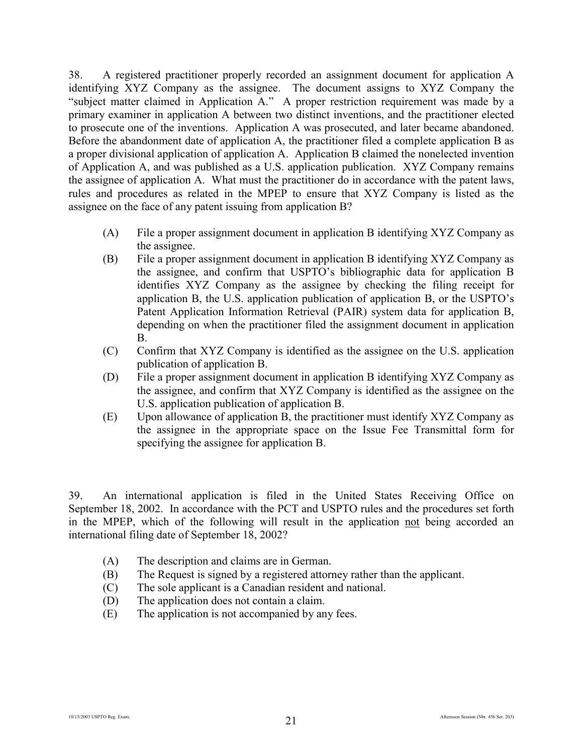38. A registered practitioner properly recorded an assignment document for application A identifying XYZ Company as the assignee. The document assigns to XYZ Company the "subject matter claimed in Application A." A proper restriction requirement was made by a primary examiner in application A between two distinct inventions, and the practitioner elected to prosecute one of the inventions. Application A was prosecuted, and later became abandoned. Before the abandonment date of application A, the practitioner filed a complete application B as a proper divisional application of application A. Application B claimed the nonelected invention of Application A, and was published as a U.S. application publication. XYZ Company remains the assignee of application A. What must the practitioner do in accordance with the patent laws, rules and procedures as related in the MPEP to ensure that XYZ Company is listed as the assignee on the face of any patent issuing from application B?

- (A) File a proper assignment document in application B identifying XYZ Company as the assignee.
- (B) File a proper assignment document in application B identifying XYZ Company as the assignee, and confirm that USPTO's bibliographic data for application B identifies XYZ Company as the assignee by checking the filing receipt for application B, the U.S. application publication of application B, or the USPTO's Patent Application Information Retrieval (PAIR) system data for application B, depending on when the practitioner filed the assignment document in application B.
- (C) Confirm that XYZ Company is identified as the assignee on the U.S. application publication of application B.
- (D) File a proper assignment document in application B identifying XYZ Company as the assignee, and confirm that XYZ Company is identified as the assignee on the U.S. application publication of application B.
- (E) Upon allowance of application B, the practitioner must identify XYZ Company as the assignee in the appropriate space on the Issue Fee Transmittal form for specifying the assignee for application B.

39. An international application is filed in the United States Receiving Office on September 18, 2002. In accordance with the PCT and USPTO rules and the procedures set forth in the MPEP, which of the following will result in the application <u>not</u> being accorded an international filing date of September 18, 2002?

- (A) The description and claims are in German.
- (B) The Request is signed by a registered attorney rather than the applicant.
- (C) The sole applicant is a Canadian resident and national.
- (D) The application does not contain a claim.
- (E) The application is not accompanied by any fees.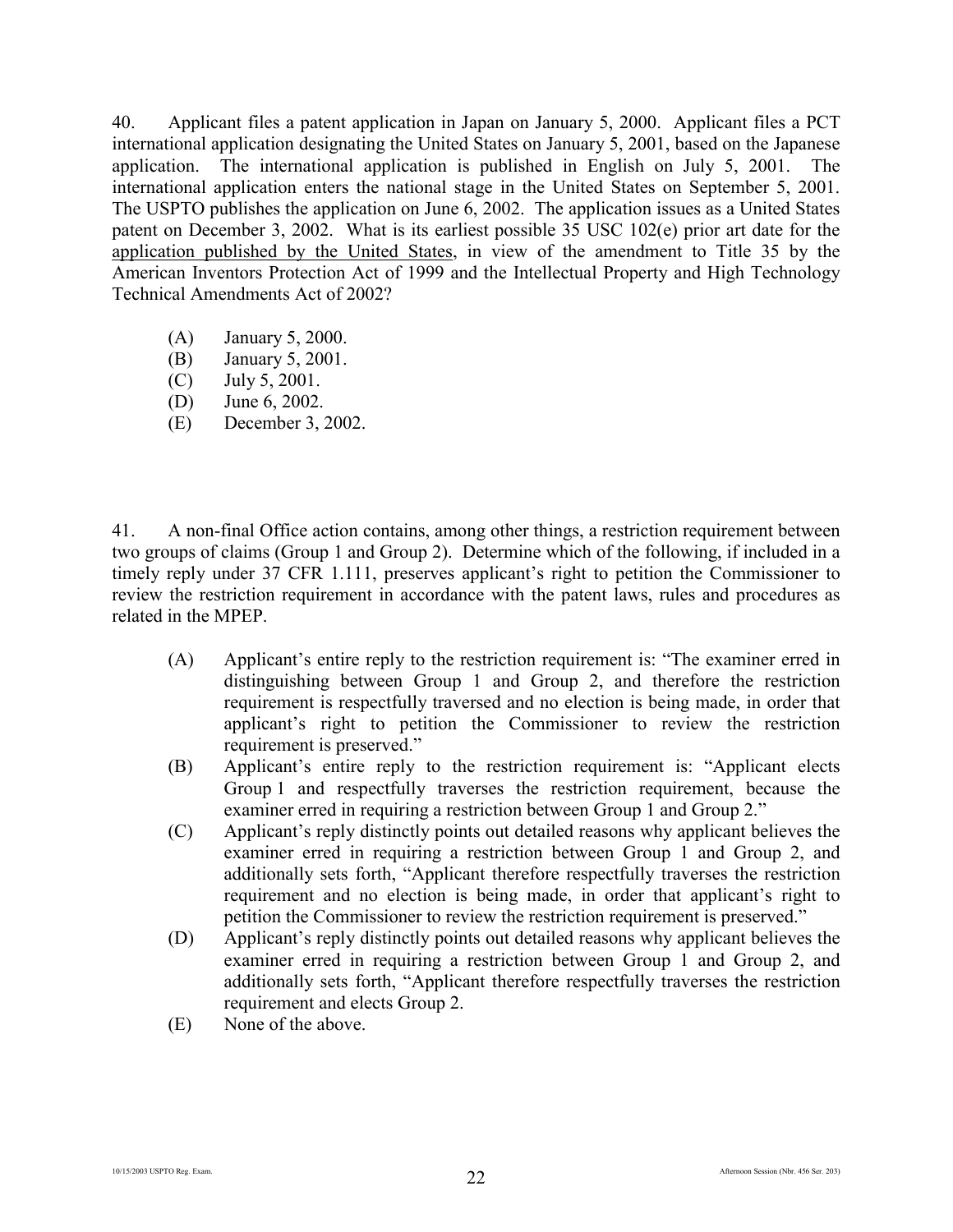40. Applicant files a patent application in Japan on January 5, 2000. Applicant files a PCT international application designating the United States on January 5, 2001, based on the Japanese application. The international application is published in English on July 5, 2001. The international application enters the national stage in the United States on September 5, 2001. The USPTO publishes the application on June 6, 2002. The application issues as a United States patent on December 3, 2002. What is its earliest possible 35 USC 102(e) prior art date for the application published by the United States, in view of the amendment to Title 35 by the American Inventors Protection Act of 1999 and the Intellectual Property and High Technology Technical Amendments Act of 2002?

(A) January 5, 2000.
(B) January 5, 2001.
(C) July 5, 2001.
(D) June 6, 2002.
(E) December 3, 2002.

41. A non-final Office action contains, among other things, a restriction requirement between two groups of claims (Group 1 and Group 2). Determine which of the following, if included in a timely reply under 37 CFR 1.111, preserves applicant's right to petition the Commissioner to review the restriction requirement in accordance with the patent laws, rules and procedures as related in the MPEP.

(A) Applicant's entire reply to the restriction requirement is: "The examiner erred in distinguishing between Group 1 and Group 2, and therefore the restriction requirement is respectfully traversed and no election is being made, in order that applicant's right to petition the Commissioner to review the restriction requirement is preserved."
(B) Applicant's entire reply to the restriction requirement is: "Applicant elects Group 1 and respectfully traverses the restriction requirement, because the examiner erred in requiring a restriction between Group 1 and Group 2."
(C) Applicant's reply distinctly points out detailed reasons why applicant believes the examiner erred in requiring a restriction between Group 1 and Group 2, and additionally sets forth, "Applicant therefore respectfully traverses the restriction requirement and no election is being made, in order that applicant's right to petition the Commissioner to review the restriction requirement is preserved."
(D) Applicant's reply distinctly points out detailed reasons why applicant believes the examiner erred in requiring a restriction between Group 1 and Group 2, and additionally sets forth, "Applicant therefore respectfully traverses the restriction requirement and elects Group 2.
(E) None of the above.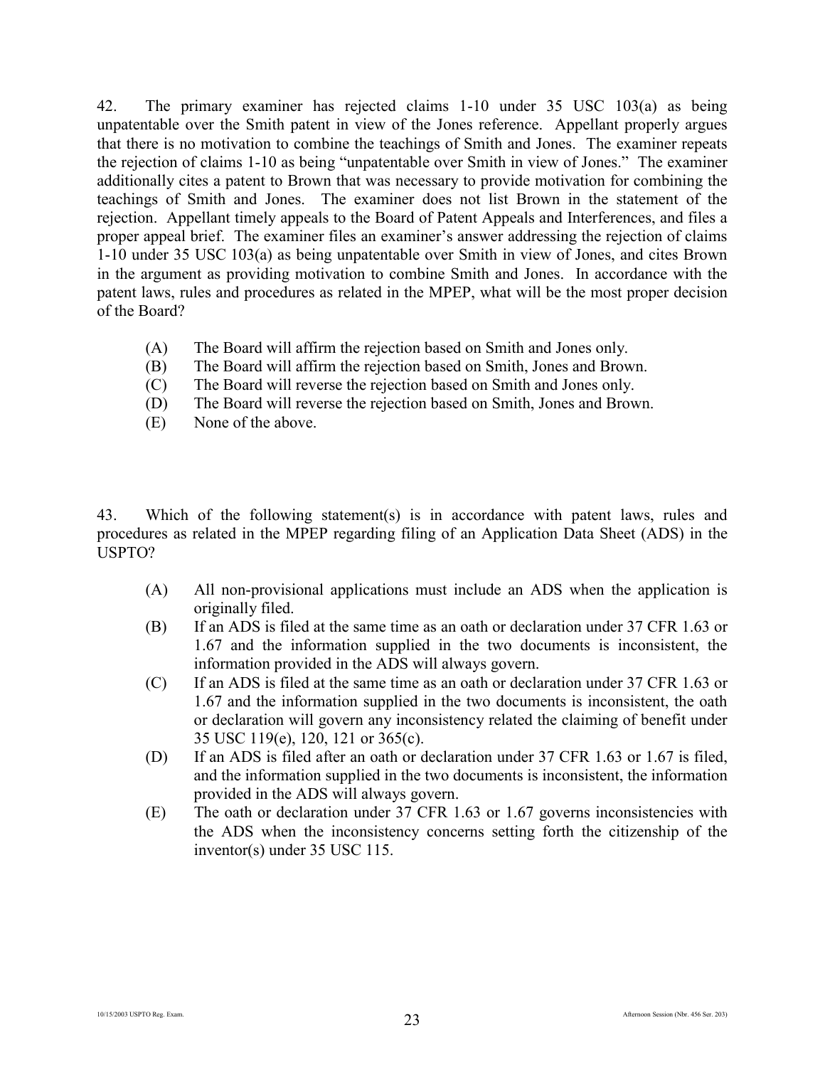42. The primary examiner has rejected claims 1-10 under 35 USC 103(a) as being unpatentable over the Smith patent in view of the Jones reference. Appellant properly argues that there is no motivation to combine the teachings of Smith and Jones. The examiner repeats the rejection of claims 1-10 as being "unpatentable over Smith in view of Jones." The examiner additionally cites a patent to Brown that was necessary to provide motivation for combining the teachings of Smith and Jones. The examiner does not list Brown in the statement of the rejection. Appellant timely appeals to the Board of Patent Appeals and Interferences, and files a proper appeal brief. The examiner files an examiner's answer addressing the rejection of claims 1-10 under 35 USC 103(a) as being unpatentable over Smith in view of Jones, and cites Brown in the argument as providing motivation to combine Smith and Jones. In accordance with the patent laws, rules and procedures as related in the MPEP, what will be the most proper decision of the Board?

- (A) The Board will affirm the rejection based on Smith and Jones only.
- (B) The Board will affirm the rejection based on Smith, Jones and Brown.
- (C) The Board will reverse the rejection based on Smith and Jones only.
- (D) The Board will reverse the rejection based on Smith, Jones and Brown.
- (E) None of the above.

43. Which of the following statement(s) is in accordance with patent laws, rules and procedures as related in the MPEP regarding filing of an Application Data Sheet (ADS) in the USPTO?

- (A) All non-provisional applications must include an ADS when the application is originally filed.
- (B) If an ADS is filed at the same time as an oath or declaration under 37 CFR 1.63 or 1.67 and the information supplied in the two documents is inconsistent, the information provided in the ADS will always govern.
- (C) If an ADS is filed at the same time as an oath or declaration under 37 CFR 1.63 or 1.67 and the information supplied in the two documents is inconsistent, the oath or declaration will govern any inconsistency related the claiming of benefit under 35 USC 119(e), 120, 121 or 365(c).
- (D) If an ADS is filed after an oath or declaration under 37 CFR 1.63 or 1.67 is filed, and the information supplied in the two documents is inconsistent, the information provided in the ADS will always govern.
- (E) The oath or declaration under 37 CFR 1.63 or 1.67 governs inconsistencies with the ADS when the inconsistency concerns setting forth the citizenship of the inventor(s) under 35 USC 115.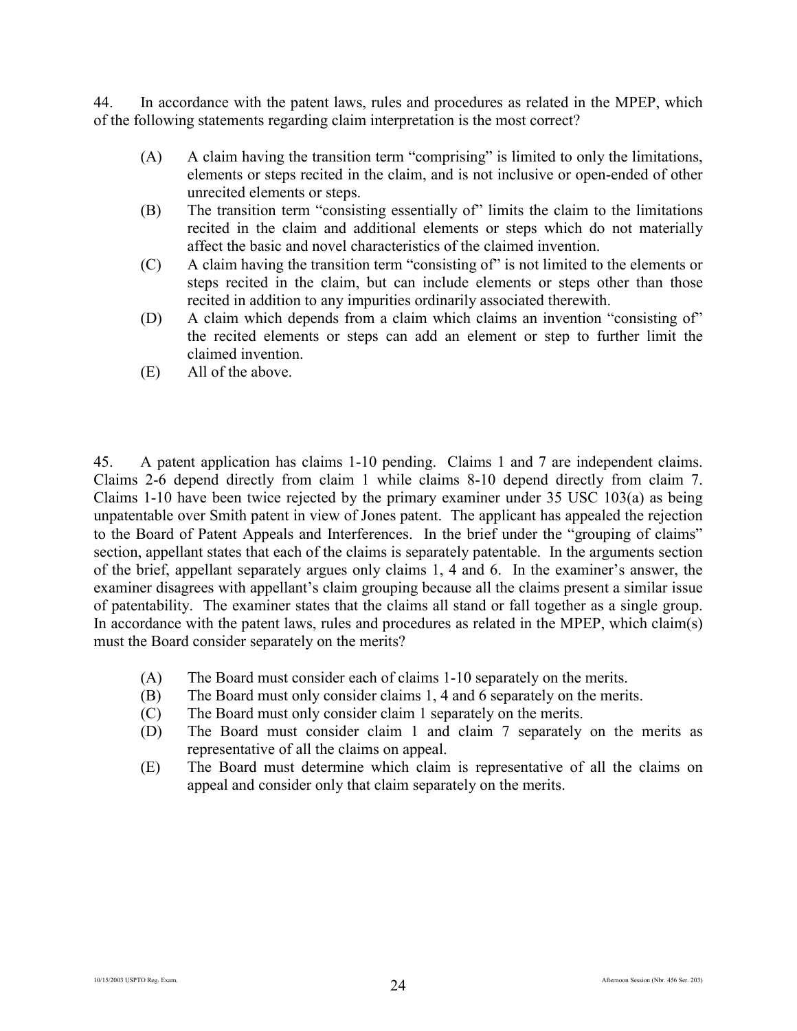44. In accordance with the patent laws, rules and procedures as related in the MPEP, which of the following statements regarding claim interpretation is the most correct?

(A) A claim having the transition term "comprising" is limited to only the limitations, elements or steps recited in the claim, and is not inclusive or open-ended of other unrecited elements or steps.

(B) The transition term "consisting essentially of" limits the claim to the limitations recited in the claim and additional elements or steps which do not materially affect the basic and novel characteristics of the claimed invention.

(C) A claim having the transition term "consisting of" is not limited to the elements or steps recited in the claim, but can include elements or steps other than those recited in addition to any impurities ordinarily associated therewith.

(D) A claim which depends from a claim which claims an invention "consisting of" the recited elements or steps can add an element or step to further limit the claimed invention.

(E) All of the above.

45. A patent application has claims 1-10 pending. Claims 1 and 7 are independent claims. Claims 2-6 depend directly from claim 1 while claims 8-10 depend directly from claim 7. Claims 1-10 have been twice rejected by the primary examiner under 35 USC 103(a) as being unpatentable over Smith patent in view of Jones patent. The applicant has appealed the rejection to the Board of Patent Appeals and Interferences. In the brief under the "grouping of claims" section, appellant states that each of the claims is separately patentable. In the arguments section of the brief, appellant separately argues only claims 1, 4 and 6. In the examiner's answer, the examiner disagrees with appellant's claim grouping because all the claims present a similar issue of patentability. The examiner states that the claims all stand or fall together as a single group. In accordance with the patent laws, rules and procedures as related in the MPEP, which claim(s) must the Board consider separately on the merits?

(A) The Board must consider each of claims 1-10 separately on the merits.

(B) The Board must only consider claims 1, 4 and 6 separately on the merits.

(C) The Board must only consider claim 1 separately on the merits.

(D) The Board must consider claim 1 and claim 7 separately on the merits as representative of all the claims on appeal.

(E) The Board must determine which claim is representative of all the claims on appeal and consider only that claim separately on the merits.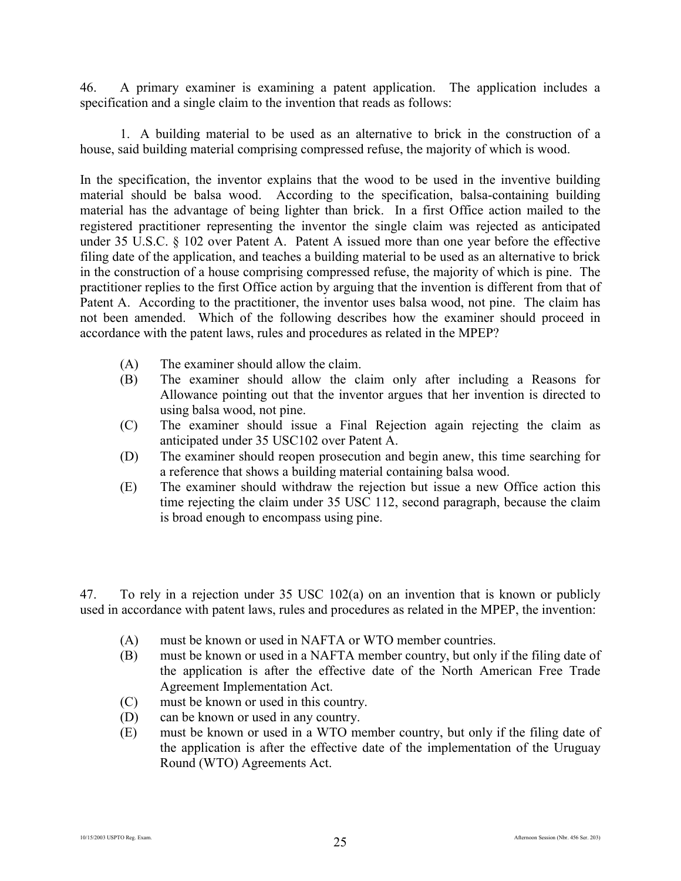46. A primary examiner is examining a patent application. The application includes a specification and a single claim to the invention that reads as follows:

1. A building material to be used as an alternative to brick in the construction of a house, said building material comprising compressed refuse, the majority of which is wood.

In the specification, the inventor explains that the wood to be used in the inventive building material should be balsa wood. According to the specification, balsa-containing building material has the advantage of being lighter than brick. In a first Office action mailed to the registered practitioner representing the inventor the single claim was rejected as anticipated under 35 U.S.C. § 102 over Patent A. Patent A issued more than one year before the effective filing date of the application, and teaches a building material to be used as an alternative to brick in the construction of a house comprising compressed refuse, the majority of which is pine. The practitioner replies to the first Office action by arguing that the invention is different from that of Patent A. According to the practitioner, the inventor uses balsa wood, not pine. The claim has not been amended. Which of the following describes how the examiner should proceed in accordance with the patent laws, rules and procedures as related in the MPEP?

- (A) The examiner should allow the claim.
- (B) The examiner should allow the claim only after including a Reasons for Allowance pointing out that the inventor argues that her invention is directed to using balsa wood, not pine.
- (C) The examiner should issue a Final Rejection again rejecting the claim as anticipated under 35 USC102 over Patent A.
- (D) The examiner should reopen prosecution and begin anew, this time searching for a reference that shows a building material containing balsa wood.
- (E) The examiner should withdraw the rejection but issue a new Office action this time rejecting the claim under 35 USC 112, second paragraph, because the claim is broad enough to encompass using pine.

47. To rely in a rejection under 35 USC 102(a) on an invention that is known or publicly used in accordance with patent laws, rules and procedures as related in the MPEP, the invention:

- (A) must be known or used in NAFTA or WTO member countries.
- (B) must be known or used in a NAFTA member country, but only if the filing date of the application is after the effective date of the North American Free Trade Agreement Implementation Act.
- (C) must be known or used in this country.
- (D) can be known or used in any country.
- (E) must be known or used in a WTO member country, but only if the filing date of the application is after the effective date of the implementation of the Uruguay Round (WTO) Agreements Act.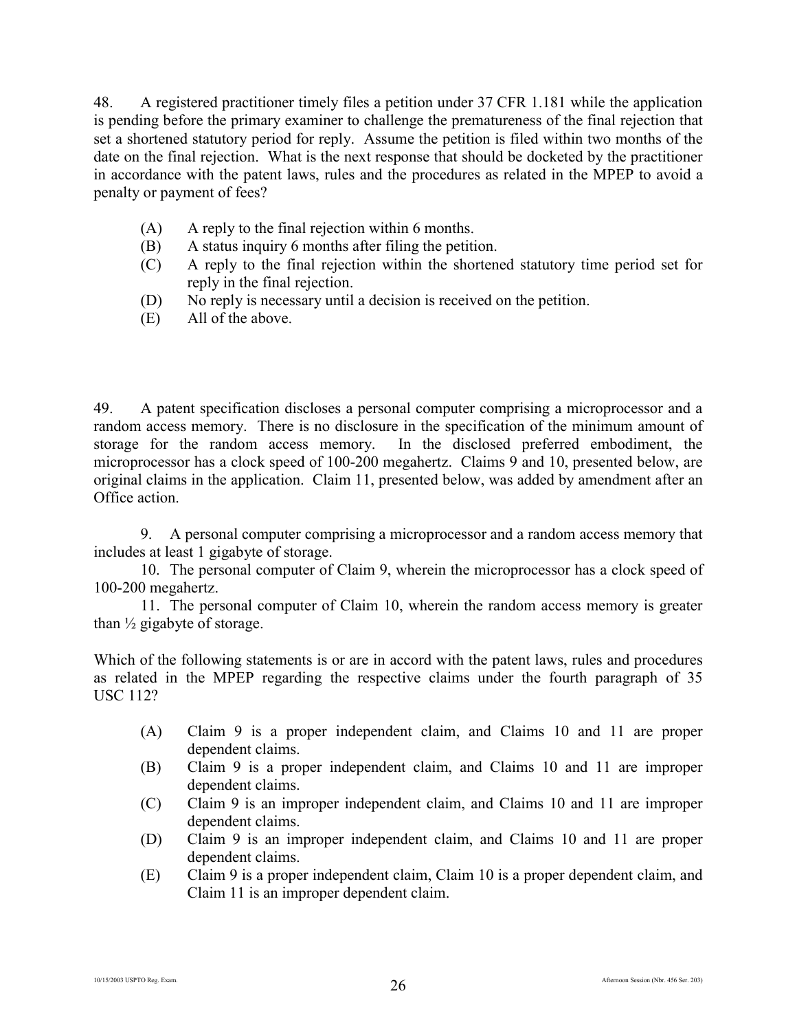48. A registered practitioner timely files a petition under 37 CFR 1.181 while the application is pending before the primary examiner to challenge the prematureness of the final rejection that set a shortened statutory period for reply. Assume the petition is filed within two months of the date on the final rejection. What is the next response that should be docketed by the practitioner in accordance with the patent laws, rules and the procedures as related in the MPEP to avoid a penalty or payment of fees?

- (A) A reply to the final rejection within 6 months.
- (B) A status inquiry 6 months after filing the petition.
- (C) A reply to the final rejection within the shortened statutory time period set for reply in the final rejection.
- (D) No reply is necessary until a decision is received on the petition.
- (E) All of the above.

49. A patent specification discloses a personal computer comprising a microprocessor and a random access memory. There is no disclosure in the specification of the minimum amount of storage for the random access memory. In the disclosed preferred embodiment, the microprocessor has a clock speed of 100-200 megahertz. Claims 9 and 10, presented below, are original claims in the application. Claim 11, presented below, was added by amendment after an Office action.

9. A personal computer comprising a microprocessor and a random access memory that includes at least 1 gigabyte of storage.

10. The personal computer of Claim 9, wherein the microprocessor has a clock speed of 100-200 megahertz.

11. The personal computer of Claim 10, wherein the random access memory is greater than ½ gigabyte of storage.

Which of the following statements is or are in accord with the patent laws, rules and procedures as related in the MPEP regarding the respective claims under the fourth paragraph of 35 USC 112?

- (A) Claim 9 is a proper independent claim, and Claims 10 and 11 are proper dependent claims.
- (B) Claim 9 is a proper independent claim, and Claims 10 and 11 are improper dependent claims.
- (C) Claim 9 is an improper independent claim, and Claims 10 and 11 are improper dependent claims.
- (D) Claim 9 is an improper independent claim, and Claims 10 and 11 are proper dependent claims.
- (E) Claim 9 is a proper independent claim, Claim 10 is a proper dependent claim, and Claim 11 is an improper dependent claim.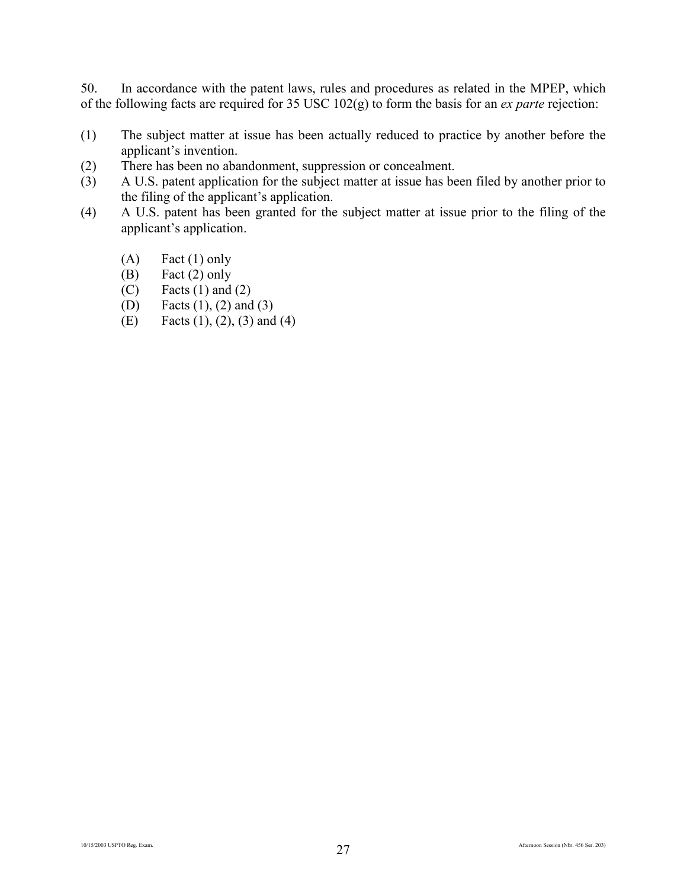50. In accordance with the patent laws, rules and procedures as related in the MPEP, which of the following facts are required for 35 USC 102(g) to form the basis for an *ex parte* rejection:

(1) The subject matter at issue has been actually reduced to practice by another before the applicant's invention.
(2) There has been no abandonment, suppression or concealment.
(3) A U.S. patent application for the subject matter at issue has been filed by another prior to the filing of the applicant's application.
(4) A U.S. patent has been granted for the subject matter at issue prior to the filing of the applicant's application.

- (A) Fact (1) only
- (B) Fact (2) only
- (C) Facts (1) and (2)
- (D) Facts (1), (2) and (3)
- (E) Facts (1), (2), (3) and (4)